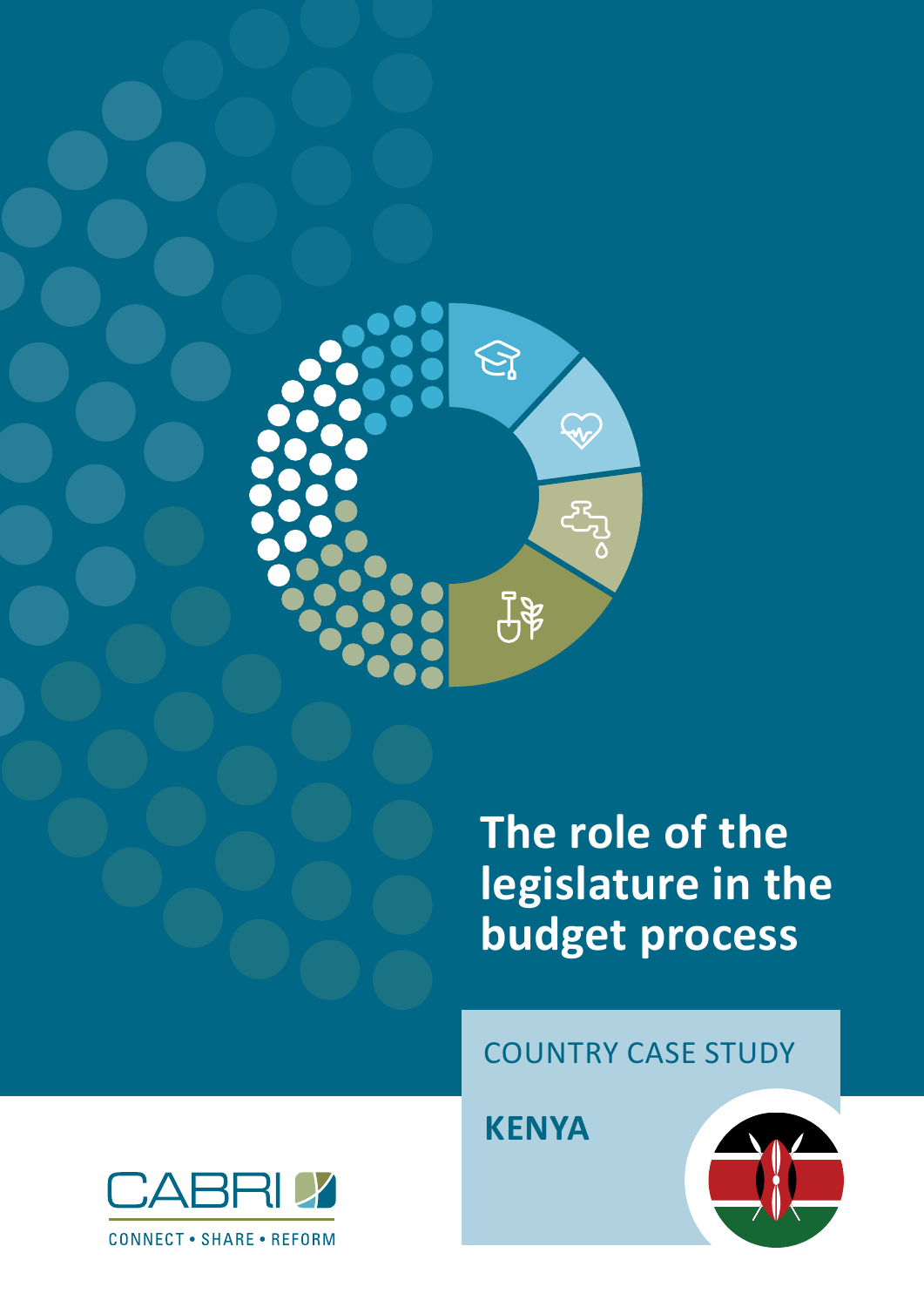# The role of the legislature in the budget process

COUNTRY CASE STUDY

**KENYA**

CABRI

CONNECT • SHARE • REFORM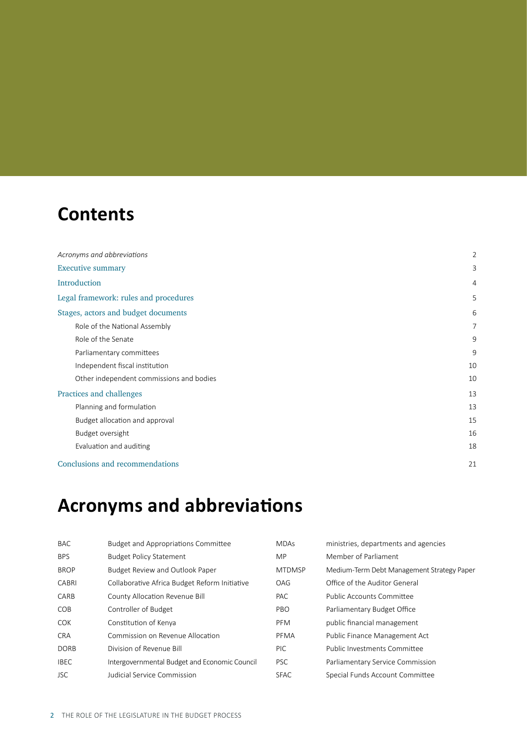# Contents

| | |
|---|---|
| *Acronyms and abbreviations* | 2 |
| Executive summary | 3 |
| Introduction | 4 |
| Legal framework: rules and procedures | 5 |
| Stages, actors and budget documents | 6 |
| Role of the National Assembly | 7 |
| Role of the Senate | 9 |
| Parliamentary committees | 9 |
| Independent fiscal institution | 10 |
| Other independent commissions and bodies | 10 |
| Practices and challenges | 13 |
| Planning and formulation | 13 |
| Budget allocation and approval | 15 |
| Budget oversight | 16 |
| Evaluation and auditing | 18 |
| Conclusions and recommendations | 21 |

# Acronyms and abbreviations

| | |
|---|---|
| BAC | Budget and Appropriations Committee |
| BPS | Budget Policy Statement |
| BROP | Budget Review and Outlook Paper |
| CABRI | Collaborative Africa Budget Reform Initiative |
| CARB | County Allocation Revenue Bill |
| COB | Controller of Budget |
| COK | Constitution of Kenya |
| CRA | Commission on Revenue Allocation |
| DORB | Division of Revenue Bill |
| IBEC | Intergovernmental Budget and Economic Council |
| JSC | Judicial Service Commission |
| MDAs | ministries, departments and agencies |
| MP | Member of Parliament |
| MTDMSP | Medium-Term Debt Management Strategy Paper |
| OAG | Office of the Auditor General |
| PAC | Public Accounts Committee |
| PBO | Parliamentary Budget Office |
| PFM | public financial management |
| PFMA | Public Finance Management Act |
| PIC | Public Investments Committee |
| PSC | Parliamentary Service Commission |
| SFAC | Special Funds Account Committee |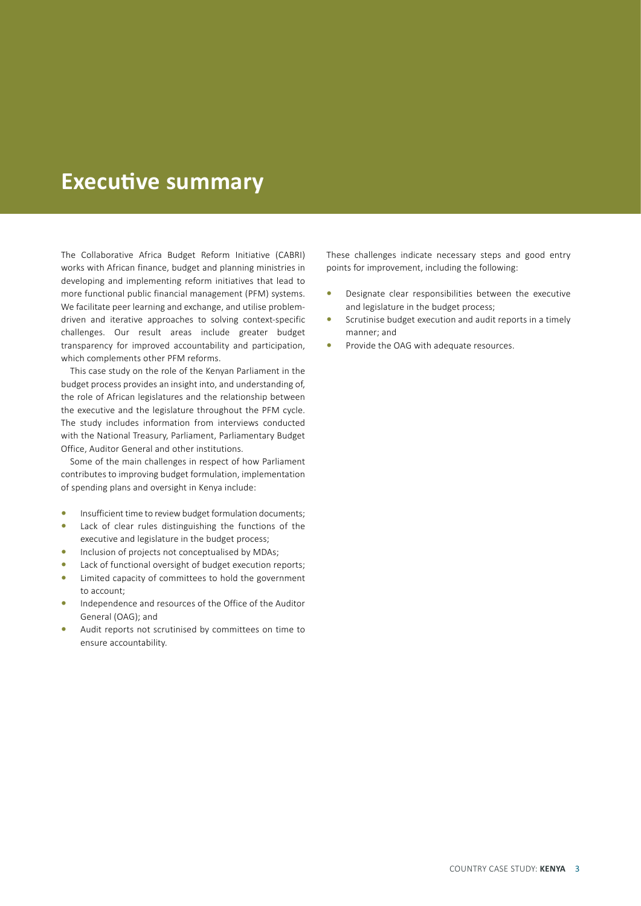# Executive summary

The Collaborative Africa Budget Reform Initiative (CABRI) works with African finance, budget and planning ministries in developing and implementing reform initiatives that lead to more functional public financial management (PFM) systems. We facilitate peer learning and exchange, and utilise problem-driven and iterative approaches to solving context-specific challenges. Our result areas include greater budget transparency for improved accountability and participation, which complements other PFM reforms.

This case study on the role of the Kenyan Parliament in the budget process provides an insight into, and understanding of, the role of African legislatures and the relationship between the executive and the legislature throughout the PFM cycle. The study includes information from interviews conducted with the National Treasury, Parliament, Parliamentary Budget Office, Auditor General and other institutions.

Some of the main challenges in respect of how Parliament contributes to improving budget formulation, implementation of spending plans and oversight in Kenya include:

- Insufficient time to review budget formulation documents;
- Lack of clear rules distinguishing the functions of the executive and legislature in the budget process;
- Inclusion of projects not conceptualised by MDAs;
- Lack of functional oversight of budget execution reports;
- Limited capacity of committees to hold the government to account;
- Independence and resources of the Office of the Auditor General (OAG); and
- Audit reports not scrutinised by committees on time to ensure accountability.

These challenges indicate necessary steps and good entry points for improvement, including the following:

- Designate clear responsibilities between the executive and legislature in the budget process;
- Scrutinise budget execution and audit reports in a timely manner; and
- Provide the OAG with adequate resources.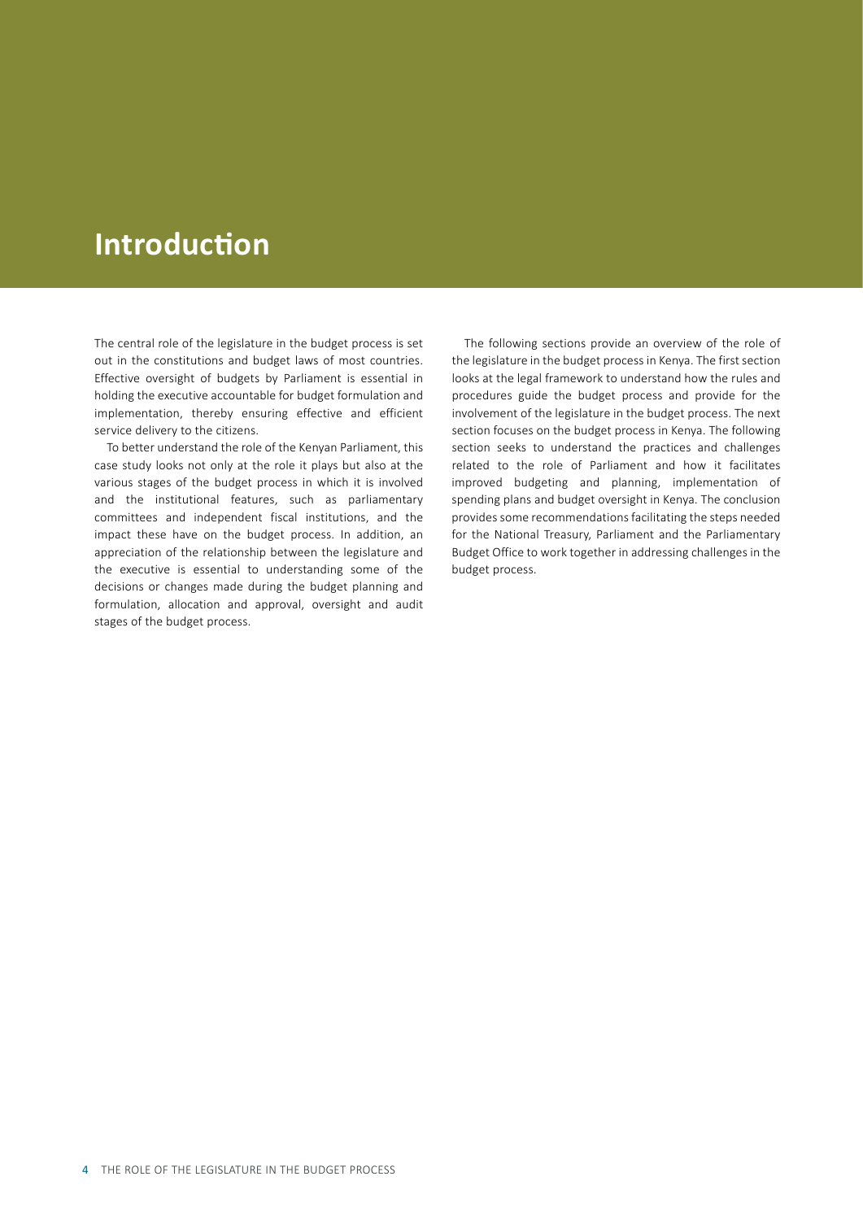# Introduction

The central role of the legislature in the budget process is set out in the constitutions and budget laws of most countries. Effective oversight of budgets by Parliament is essential in holding the executive accountable for budget formulation and implementation, thereby ensuring effective and efficient service delivery to the citizens.

To better understand the role of the Kenyan Parliament, this case study looks not only at the role it plays but also at the various stages of the budget process in which it is involved and the institutional features, such as parliamentary committees and independent fiscal institutions, and the impact these have on the budget process. In addition, an appreciation of the relationship between the legislature and the executive is essential to understanding some of the decisions or changes made during the budget planning and formulation, allocation and approval, oversight and audit stages of the budget process.

The following sections provide an overview of the role of the legislature in the budget process in Kenya. The first section looks at the legal framework to understand how the rules and procedures guide the budget process and provide for the involvement of the legislature in the budget process. The next section focuses on the budget process in Kenya. The following section seeks to understand the practices and challenges related to the role of Parliament and how it facilitates improved budgeting and planning, implementation of spending plans and budget oversight in Kenya. The conclusion provides some recommendations facilitating the steps needed for the National Treasury, Parliament and the Parliamentary Budget Office to work together in addressing challenges in the budget process.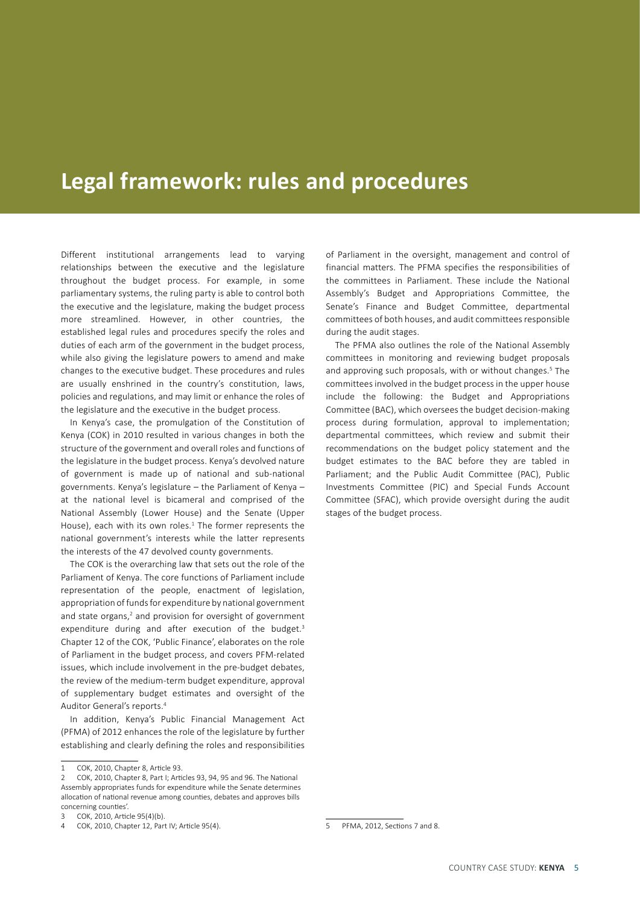# Legal framework: rules and procedures

Different institutional arrangements lead to varying relationships between the executive and the legislature throughout the budget process. For example, in some parliamentary systems, the ruling party is able to control both the executive and the legislature, making the budget process more streamlined. However, in other countries, the established legal rules and procedures specify the roles and duties of each arm of the government in the budget process, while also giving the legislature powers to amend and make changes to the executive budget. These procedures and rules are usually enshrined in the country's constitution, laws, policies and regulations, and may limit or enhance the roles of the legislature and the executive in the budget process.

In Kenya's case, the promulgation of the Constitution of Kenya (COK) in 2010 resulted in various changes in both the structure of the government and overall roles and functions of the legislature in the budget process. Kenya's devolved nature of government is made up of national and sub-national governments. Kenya's legislature – the Parliament of Kenya – at the national level is bicameral and comprised of the National Assembly (Lower House) and the Senate (Upper House), each with its own roles.[1] The former represents the national government's interests while the latter represents the interests of the 47 devolved county governments.

The COK is the overarching law that sets out the role of the Parliament of Kenya. The core functions of Parliament include representation of the people, enactment of legislation, appropriation of funds for expenditure by national government and state organs,[2] and provision for oversight of government expenditure during and after execution of the budget.[3] Chapter 12 of the COK, 'Public Finance', elaborates on the role of Parliament in the budget process, and covers PFM-related issues, which include involvement in the pre-budget debates, the review of the medium-term budget expenditure, approval of supplementary budget estimates and oversight of the Auditor General's reports.[4]

In addition, Kenya's Public Financial Management Act (PFMA) of 2012 enhances the role of the legislature by further establishing and clearly defining the roles and responsibilities of Parliament in the oversight, management and control of financial matters. The PFMA specifies the responsibilities of the committees in Parliament. These include the National Assembly's Budget and Appropriations Committee, the Senate's Finance and Budget Committee, departmental committees of both houses, and audit committees responsible during the audit stages.

The PFMA also outlines the role of the National Assembly committees in monitoring and reviewing budget proposals and approving such proposals, with or without changes.[5] The committees involved in the budget process in the upper house include the following: the Budget and Appropriations Committee (BAC), which oversees the budget decision-making process during formulation, approval to implementation; departmental committees, which review and submit their recommendations on the budget policy statement and the budget estimates to the BAC before they are tabled in Parliament; and the Public Audit Committee (PAC), Public Investments Committee (PIC) and Special Funds Account Committee (SFAC), which provide oversight during the audit stages of the budget process.

---

1 COK, 2010, Chapter 8, Article 93.

2 COK, 2010, Chapter 8, Part I; Articles 93, 94, 95 and 96. The National Assembly appropriates funds for expenditure while the Senate determines allocation of national revenue among counties, debates and approves bills concerning counties'.

3 COK, 2010, Article 95(4)(b).

4 COK, 2010, Chapter 12, Part IV; Article 95(4).

5 PFMA, 2012, Sections 7 and 8.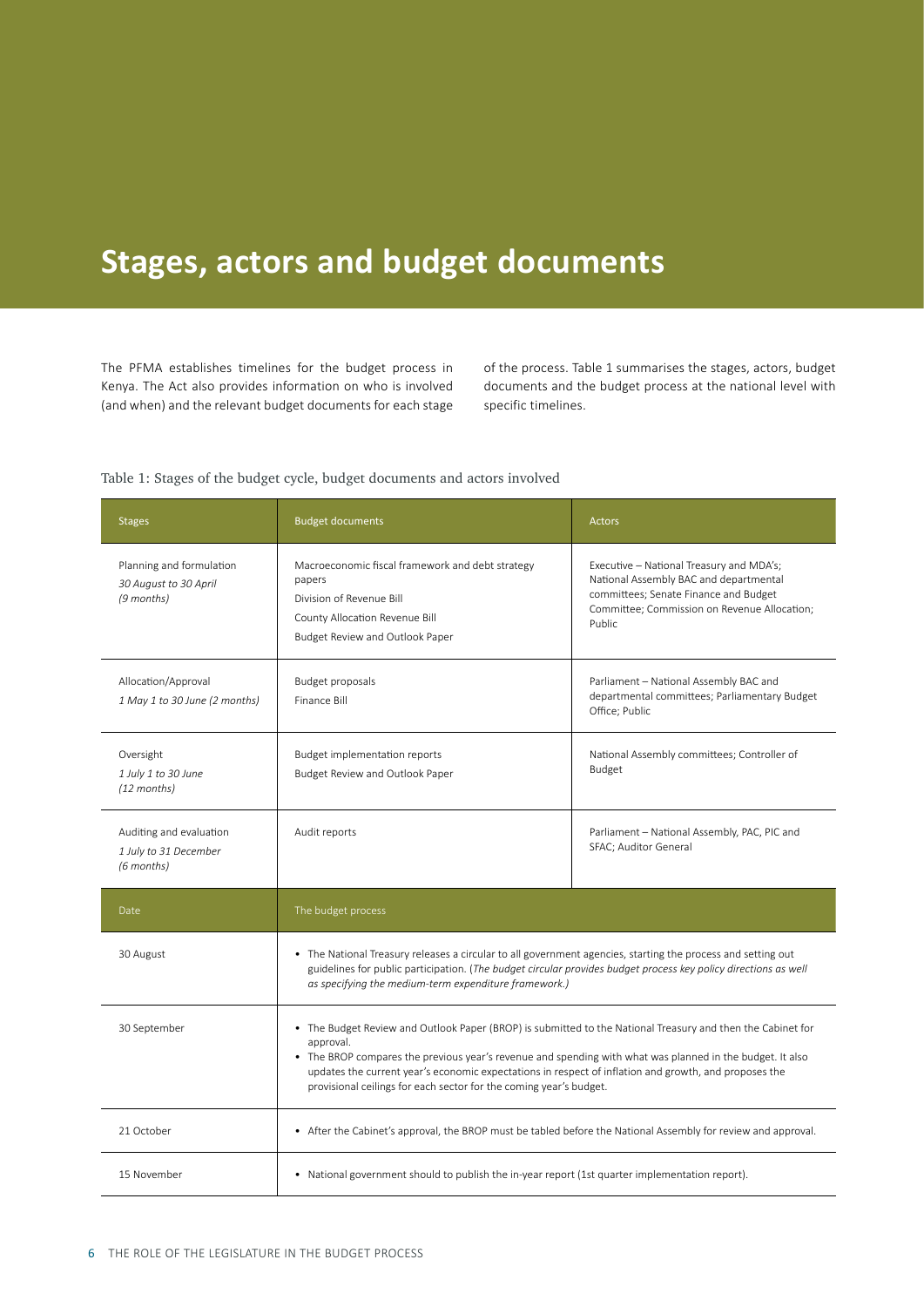# Stages, actors and budget documents

The PFMA establishes timelines for the budget process in Kenya. The Act also provides information on who is involved (and when) and the relevant budget documents for each stage of the process. Table 1 summarises the stages, actors, budget documents and the budget process at the national level with specific timelines.

Table 1: Stages of the budget cycle, budget documents and actors involved

| Stages | Budget documents | Actors |
|---|---|---|
| Planning and formulation<br>*30 August to 30 April*<br>*(9 months)* | Macroeconomic fiscal framework and debt strategy papers<br>Division of Revenue Bill<br>County Allocation Revenue Bill<br>Budget Review and Outlook Paper | Executive – National Treasury and MDA's; National Assembly BAC and departmental committees; Senate Finance and Budget Committee; Commission on Revenue Allocation; Public |
| Allocation/Approval<br>*1 May 1 to 30 June (2 months)* | Budget proposals<br>Finance Bill | Parliament – National Assembly BAC and departmental committees; Parliamentary Budget Office; Public |
| Oversight<br>*1 July 1 to 30 June*<br>*(12 months)* | Budget implementation reports<br>Budget Review and Outlook Paper | National Assembly committees; Controller of Budget |
| Auditing and evaluation<br>*1 July to 31 December*<br>*(6 months)* | Audit reports | Parliament – National Assembly, PAC, PIC and SFAC; Auditor General |

| Date | The budget process |
|---|---|
| 30 August | • The National Treasury releases a circular to all government agencies, starting the process and setting out guidelines for public participation. (*The budget circular provides budget process key policy directions as well as specifying the medium-term expenditure framework.*) |
| 30 September | • The Budget Review and Outlook Paper (BROP) is submitted to the National Treasury and then the Cabinet for approval.<br>• The BROP compares the previous year's revenue and spending with what was planned in the budget. It also updates the current year's economic expectations in respect of inflation and growth, and proposes the provisional ceilings for each sector for the coming year's budget. |
| 21 October | • After the Cabinet's approval, the BROP must be tabled before the National Assembly for review and approval. |
| 15 November | • National government should to publish the in-year report (1st quarter implementation report). |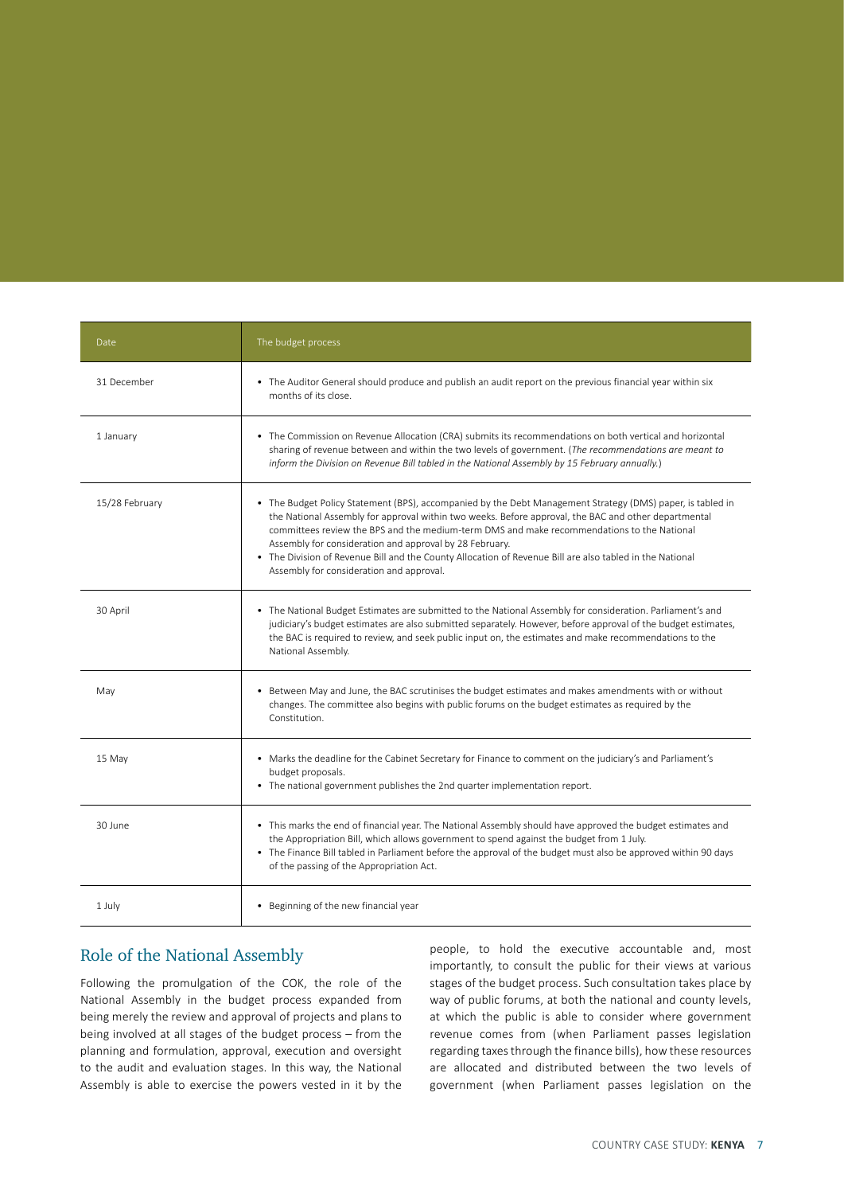| Date | The budget process |
|---|---|
| 31 December | • The Auditor General should produce and publish an audit report on the previous financial year within six months of its close. |
| 1 January | • The Commission on Revenue Allocation (CRA) submits its recommendations on both vertical and horizontal sharing of revenue between and within the two levels of government. (*The recommendations are meant to inform the Division on Revenue Bill tabled in the National Assembly by 15 February annually.*) |
| 15/28 February | • The Budget Policy Statement (BPS), accompanied by the Debt Management Strategy (DMS) paper, is tabled in the National Assembly for approval within two weeks. Before approval, the BAC and other departmental committees review the BPS and the medium-term DMS and make recommendations to the National Assembly for consideration and approval by 28 February. • The Division of Revenue Bill and the County Allocation of Revenue Bill are also tabled in the National Assembly for consideration and approval. |
| 30 April | • The National Budget Estimates are submitted to the National Assembly for consideration. Parliament's and judiciary's budget estimates are also submitted separately. However, before approval of the budget estimates, the BAC is required to review, and seek public input on, the estimates and make recommendations to the National Assembly. |
| May | • Between May and June, the BAC scrutinises the budget estimates and makes amendments with or without changes. The committee also begins with public forums on the budget estimates as required by the Constitution. |
| 15 May | • Marks the deadline for the Cabinet Secretary for Finance to comment on the judiciary's and Parliament's budget proposals. • The national government publishes the 2nd quarter implementation report. |
| 30 June | • This marks the end of financial year. The National Assembly should have approved the budget estimates and the Appropriation Bill, which allows government to spend against the budget from 1 July. • The Finance Bill tabled in Parliament before the approval of the budget must also be approved within 90 days of the passing of the Appropriation Act. |
| 1 July | • Beginning of the new financial year |

## Role of the National Assembly

Following the promulgation of the COK, the role of the National Assembly in the budget process expanded from being merely the review and approval of projects and plans to being involved at all stages of the budget process – from the planning and formulation, approval, execution and oversight to the audit and evaluation stages. In this way, the National Assembly is able to exercise the powers vested in it by the people, to hold the executive accountable and, most importantly, to consult the public for their views at various stages of the budget process. Such consultation takes place by way of public forums, at both the national and county levels, at which the public is able to consider where government revenue comes from (when Parliament passes legislation regarding taxes through the finance bills), how these resources are allocated and distributed between the two levels of government (when Parliament passes legislation on the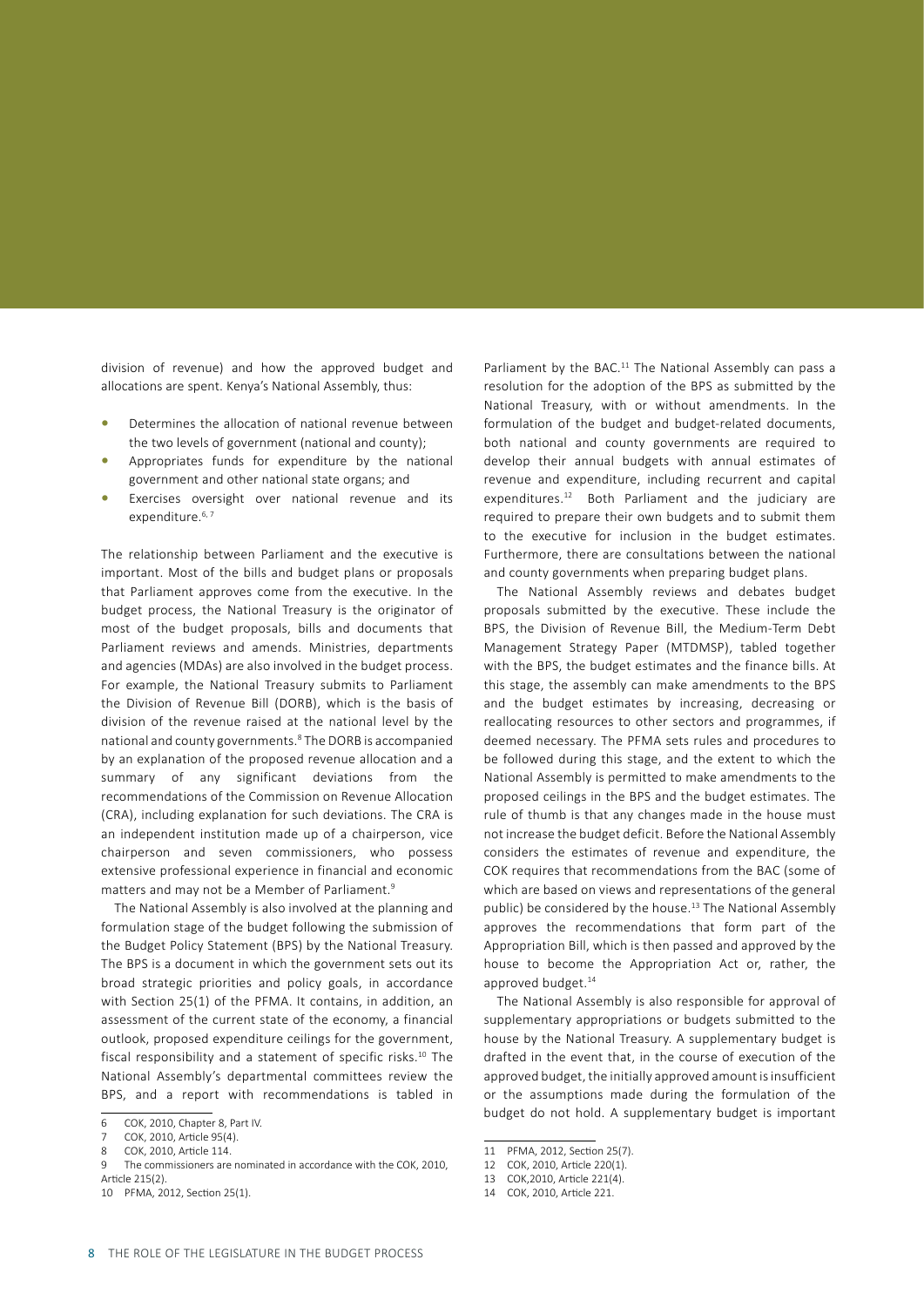division of revenue) and how the approved budget and allocations are spent. Kenya's National Assembly, thus:

- Determines the allocation of national revenue between the two levels of government (national and county);
- Appropriates funds for expenditure by the national government and other national state organs; and
- Exercises oversight over national revenue and its expenditure.[6, 7]

The relationship between Parliament and the executive is important. Most of the bills and budget plans or proposals that Parliament approves come from the executive. In the budget process, the National Treasury is the originator of most of the budget proposals, bills and documents that Parliament reviews and amends. Ministries, departments and agencies (MDAs) are also involved in the budget process. For example, the National Treasury submits to Parliament the Division of Revenue Bill (DORB), which is the basis of division of the revenue raised at the national level by the national and county governments.[8] The DORB is accompanied by an explanation of the proposed revenue allocation and a summary of any significant deviations from the recommendations of the Commission on Revenue Allocation (CRA), including explanation for such deviations. The CRA is an independent institution made up of a chairperson, vice chairperson and seven commissioners, who possess extensive professional experience in financial and economic matters and may not be a Member of Parliament.[9]

The National Assembly is also involved at the planning and formulation stage of the budget following the submission of the Budget Policy Statement (BPS) by the National Treasury. The BPS is a document in which the government sets out its broad strategic priorities and policy goals, in accordance with Section 25(1) of the PFMA. It contains, in addition, an assessment of the current state of the economy, a financial outlook, proposed expenditure ceilings for the government, fiscal responsibility and a statement of specific risks.[10] The National Assembly's departmental committees review the BPS, and a report with recommendations is tabled in Parliament by the BAC.[11] The National Assembly can pass a resolution for the adoption of the BPS as submitted by the National Treasury, with or without amendments. In the formulation of the budget and budget-related documents, both national and county governments are required to develop their annual budgets with annual estimates of revenue and expenditure, including recurrent and capital expenditures.[12] Both Parliament and the judiciary are required to prepare their own budgets and to submit them to the executive for inclusion in the budget estimates. Furthermore, there are consultations between the national and county governments when preparing budget plans.

The National Assembly reviews and debates budget proposals submitted by the executive. These include the BPS, the Division of Revenue Bill, the Medium-Term Debt Management Strategy Paper (MTDMSP), tabled together with the BPS, the budget estimates and the finance bills. At this stage, the assembly can make amendments to the BPS and the budget estimates by increasing, decreasing or reallocating resources to other sectors and programmes, if deemed necessary. The PFMA sets rules and procedures to be followed during this stage, and the extent to which the National Assembly is permitted to make amendments to the proposed ceilings in the BPS and the budget estimates. The rule of thumb is that any changes made in the house must not increase the budget deficit. Before the National Assembly considers the estimates of revenue and expenditure, the COK requires that recommendations from the BAC (some of which are based on views and representations of the general public) be considered by the house.[13] The National Assembly approves the recommendations that form part of the Appropriation Bill, which is then passed and approved by the house to become the Appropriation Act or, rather, the approved budget.[14]

The National Assembly is also responsible for approval of supplementary appropriations or budgets submitted to the house by the National Treasury. A supplementary budget is drafted in the event that, in the course of execution of the approved budget, the initially approved amount is insufficient or the assumptions made during the formulation of the budget do not hold. A supplementary budget is important

---

6 COK, 2010, Chapter 8, Part IV.
7 COK, 2010, Article 95(4).
8 COK, 2010, Article 114.
9 The commissioners are nominated in accordance with the COK, 2010, Article 215(2).
10 PFMA, 2012, Section 25(1).
11 PFMA, 2012, Section 25(7).
12 COK, 2010, Article 220(1).
13 COK,2010, Article 221(4).
14 COK, 2010, Article 221.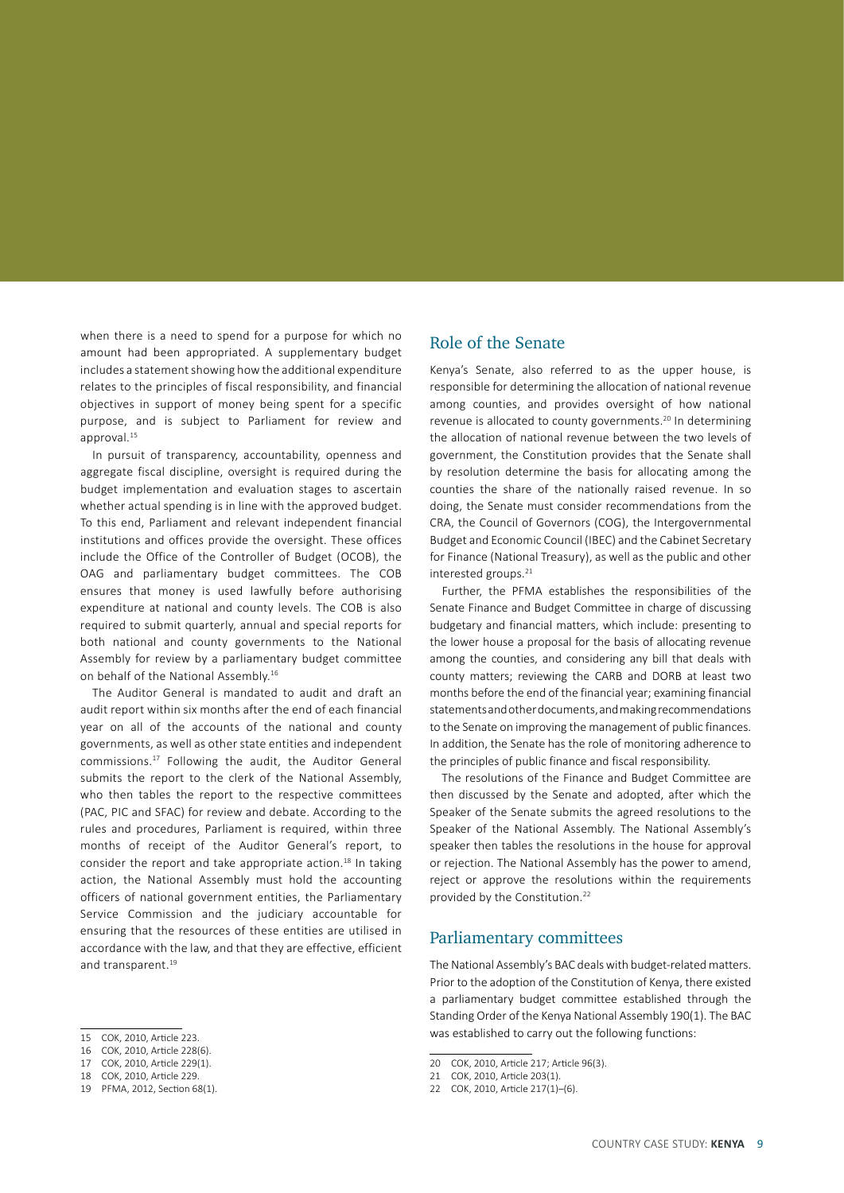when there is a need to spend for a purpose for which no amount had been appropriated. A supplementary budget includes a statement showing how the additional expenditure relates to the principles of fiscal responsibility, and financial objectives in support of money being spent for a specific purpose, and is subject to Parliament for review and approval.[15]

In pursuit of transparency, accountability, openness and aggregate fiscal discipline, oversight is required during the budget implementation and evaluation stages to ascertain whether actual spending is in line with the approved budget. To this end, Parliament and relevant independent financial institutions and offices provide the oversight. These offices include the Office of the Controller of Budget (OCOB), the OAG and parliamentary budget committees. The COB ensures that money is used lawfully before authorising expenditure at national and county levels. The COB is also required to submit quarterly, annual and special reports for both national and county governments to the National Assembly for review by a parliamentary budget committee on behalf of the National Assembly.[16]

The Auditor General is mandated to audit and draft an audit report within six months after the end of each financial year on all of the accounts of the national and county governments, as well as other state entities and independent commissions.[17] Following the audit, the Auditor General submits the report to the clerk of the National Assembly, who then tables the report to the respective committees (PAC, PIC and SFAC) for review and debate. According to the rules and procedures, Parliament is required, within three months of receipt of the Auditor General's report, to consider the report and take appropriate action.[18] In taking action, the National Assembly must hold the accounting officers of national government entities, the Parliamentary Service Commission and the judiciary accountable for ensuring that the resources of these entities are utilised in accordance with the law, and that they are effective, efficient and transparent.[19]

15 COK, 2010, Article 223.
16 COK, 2010, Article 228(6).
17 COK, 2010, Article 229(1).
18 COK, 2010, Article 229.
19 PFMA, 2012, Section 68(1).

## Role of the Senate

Kenya's Senate, also referred to as the upper house, is responsible for determining the allocation of national revenue among counties, and provides oversight of how national revenue is allocated to county governments.[20] In determining the allocation of national revenue between the two levels of government, the Constitution provides that the Senate shall by resolution determine the basis for allocating among the counties the share of the nationally raised revenue. In so doing, the Senate must consider recommendations from the CRA, the Council of Governors (COG), the Intergovernmental Budget and Economic Council (IBEC) and the Cabinet Secretary for Finance (National Treasury), as well as the public and other interested groups.[21]

Further, the PFMA establishes the responsibilities of the Senate Finance and Budget Committee in charge of discussing budgetary and financial matters, which include: presenting to the lower house a proposal for the basis of allocating revenue among the counties, and considering any bill that deals with county matters; reviewing the CARB and DORB at least two months before the end of the financial year; examining financial statements and other documents, and making recommendations to the Senate on improving the management of public finances. In addition, the Senate has the role of monitoring adherence to the principles of public finance and fiscal responsibility.

The resolutions of the Finance and Budget Committee are then discussed by the Senate and adopted, after which the Speaker of the Senate submits the agreed resolutions to the Speaker of the National Assembly. The National Assembly's speaker then tables the resolutions in the house for approval or rejection. The National Assembly has the power to amend, reject or approve the resolutions within the requirements provided by the Constitution.[22]

## Parliamentary committees

The National Assembly's BAC deals with budget-related matters. Prior to the adoption of the Constitution of Kenya, there existed a parliamentary budget committee established through the Standing Order of the Kenya National Assembly 190(1). The BAC was established to carry out the following functions:

20 COK, 2010, Article 217; Article 96(3).
21 COK, 2010, Article 203(1).
22 COK, 2010, Article 217(1)–(6).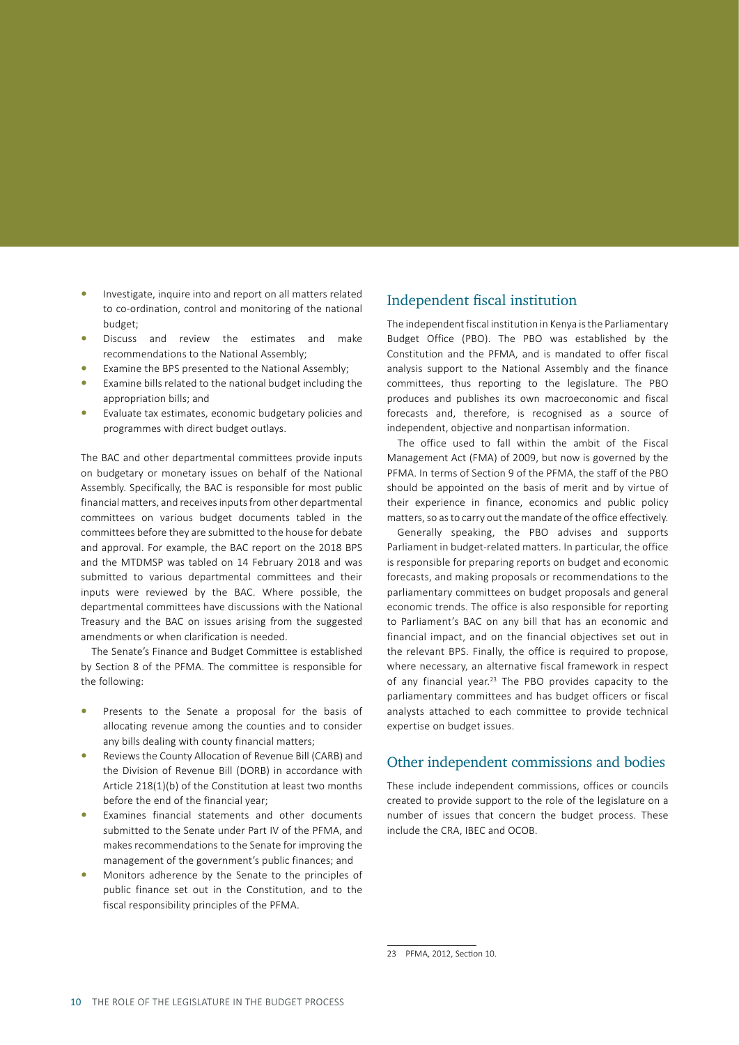- Investigate, inquire into and report on all matters related to co-ordination, control and monitoring of the national budget;
- Discuss and review the estimates and make recommendations to the National Assembly;
- Examine the BPS presented to the National Assembly;
- Examine bills related to the national budget including the appropriation bills; and
- Evaluate tax estimates, economic budgetary policies and programmes with direct budget outlays.

The BAC and other departmental committees provide inputs on budgetary or monetary issues on behalf of the National Assembly. Specifically, the BAC is responsible for most public financial matters, and receives inputs from other departmental committees on various budget documents tabled in the committees before they are submitted to the house for debate and approval. For example, the BAC report on the 2018 BPS and the MTDMSP was tabled on 14 February 2018 and was submitted to various departmental committees and their inputs were reviewed by the BAC. Where possible, the departmental committees have discussions with the National Treasury and the BAC on issues arising from the suggested amendments or when clarification is needed.

The Senate's Finance and Budget Committee is established by Section 8 of the PFMA. The committee is responsible for the following:

- Presents to the Senate a proposal for the basis of allocating revenue among the counties and to consider any bills dealing with county financial matters;
- Reviews the County Allocation of Revenue Bill (CARB) and the Division of Revenue Bill (DORB) in accordance with Article 218(1)(b) of the Constitution at least two months before the end of the financial year;
- Examines financial statements and other documents submitted to the Senate under Part IV of the PFMA, and makes recommendations to the Senate for improving the management of the government's public finances; and
- Monitors adherence by the Senate to the principles of public finance set out in the Constitution, and to the fiscal responsibility principles of the PFMA.

## Independent fiscal institution

The independent fiscal institution in Kenya is the Parliamentary Budget Office (PBO). The PBO was established by the Constitution and the PFMA, and is mandated to offer fiscal analysis support to the National Assembly and the finance committees, thus reporting to the legislature. The PBO produces and publishes its own macroeconomic and fiscal forecasts and, therefore, is recognised as a source of independent, objective and nonpartisan information.

The office used to fall within the ambit of the Fiscal Management Act (FMA) of 2009, but now is governed by the PFMA. In terms of Section 9 of the PFMA, the staff of the PBO should be appointed on the basis of merit and by virtue of their experience in finance, economics and public policy matters, so as to carry out the mandate of the office effectively.

Generally speaking, the PBO advises and supports Parliament in budget-related matters. In particular, the office is responsible for preparing reports on budget and economic forecasts, and making proposals or recommendations to the parliamentary committees on budget proposals and general economic trends. The office is also responsible for reporting to Parliament's BAC on any bill that has an economic and financial impact, and on the financial objectives set out in the relevant BPS. Finally, the office is required to propose, where necessary, an alternative fiscal framework in respect of any financial year.[23] The PBO provides capacity to the parliamentary committees and has budget officers or fiscal analysts attached to each committee to provide technical expertise on budget issues.

## Other independent commissions and bodies

These include independent commissions, offices or councils created to provide support to the role of the legislature on a number of issues that concern the budget process. These include the CRA, IBEC and OCOB.

---

23 PFMA, 2012, Section 10.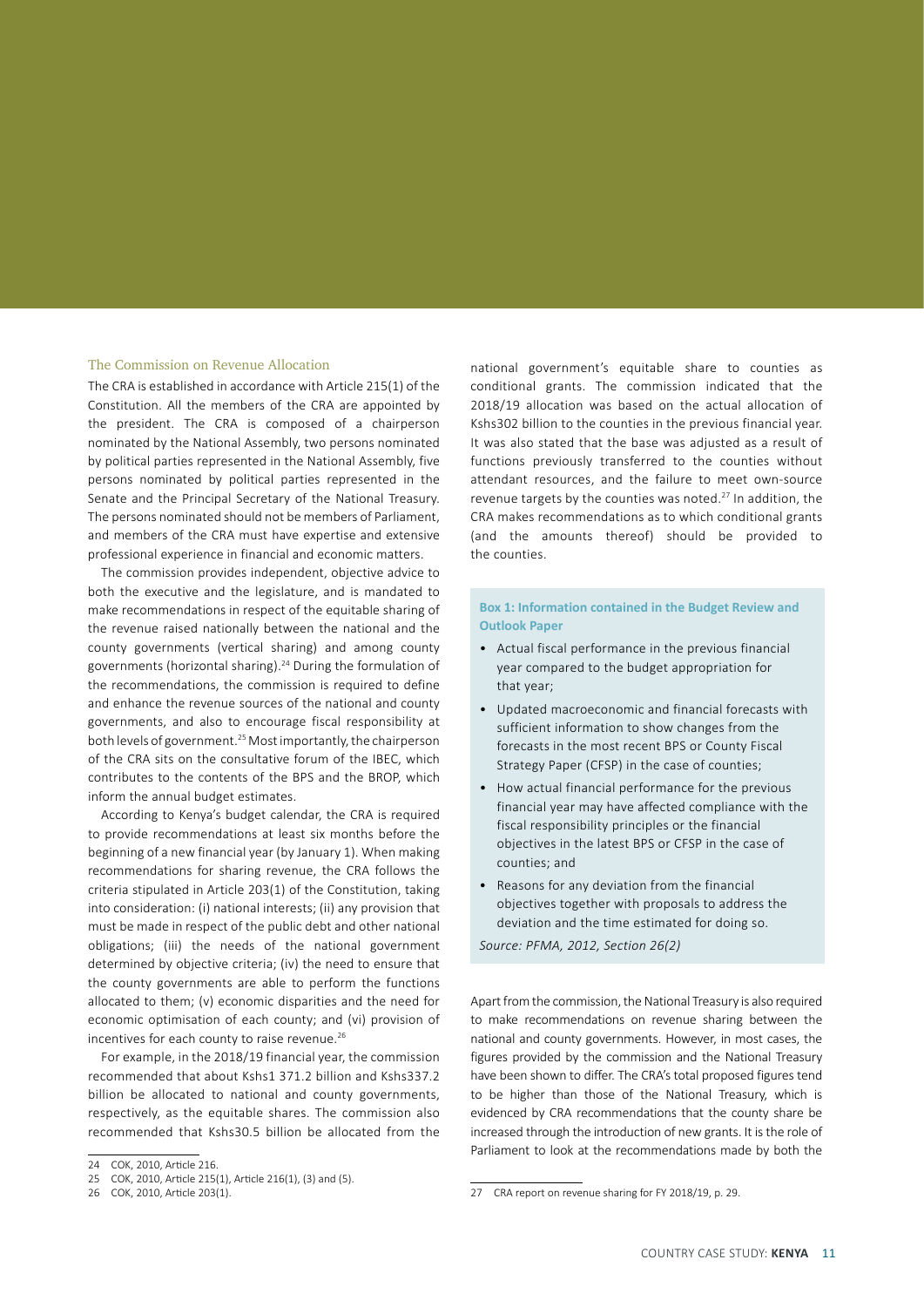### The Commission on Revenue Allocation

The CRA is established in accordance with Article 215(1) of the Constitution. All the members of the CRA are appointed by the president. The CRA is composed of a chairperson nominated by the National Assembly, two persons nominated by political parties represented in the National Assembly, five persons nominated by political parties represented in the Senate and the Principal Secretary of the National Treasury. The persons nominated should not be members of Parliament, and members of the CRA must have expertise and extensive professional experience in financial and economic matters.

The commission provides independent, objective advice to both the executive and the legislature, and is mandated to make recommendations in respect of the equitable sharing of the revenue raised nationally between the national and the county governments (vertical sharing) and among county governments (horizontal sharing).[24] During the formulation of the recommendations, the commission is required to define and enhance the revenue sources of the national and county governments, and also to encourage fiscal responsibility at both levels of government.[25] Most importantly, the chairperson of the CRA sits on the consultative forum of the IBEC, which contributes to the contents of the BPS and the BROP, which inform the annual budget estimates.

According to Kenya's budget calendar, the CRA is required to provide recommendations at least six months before the beginning of a new financial year (by January 1). When making recommendations for sharing revenue, the CRA follows the criteria stipulated in Article 203(1) of the Constitution, taking into consideration: (i) national interests; (ii) any provision that must be made in respect of the public debt and other national obligations; (iii) the needs of the national government determined by objective criteria; (iv) the need to ensure that the county governments are able to perform the functions allocated to them; (v) economic disparities and the need for economic optimisation of each county; and (vi) provision of incentives for each county to raise revenue.[26]

For example, in the 2018/19 financial year, the commission recommended that about Kshs1 371.2 billion and Kshs337.2 billion be allocated to national and county governments, respectively, as the equitable shares. The commission also recommended that Kshs30.5 billion be allocated from the national government's equitable share to counties as conditional grants. The commission indicated that the 2018/19 allocation was based on the actual allocation of Kshs302 billion to the counties in the previous financial year. It was also stated that the base was adjusted as a result of functions previously transferred to the counties without attendant resources, and the failure to meet own-source revenue targets by the counties was noted.[27] In addition, the CRA makes recommendations as to which conditional grants (and the amounts thereof) should be provided to the counties.

> **Box 1: Information contained in the Budget Review and Outlook Paper**
>
> - Actual fiscal performance in the previous financial year compared to the budget appropriation for that year;
> - Updated macroeconomic and financial forecasts with sufficient information to show changes from the forecasts in the most recent BPS or County Fiscal Strategy Paper (CFSP) in the case of counties;
> - How actual financial performance for the previous financial year may have affected compliance with the fiscal responsibility principles or the financial objectives in the latest BPS or CFSP in the case of counties; and
> - Reasons for any deviation from the financial objectives together with proposals to address the deviation and the time estimated for doing so.
>
> *Source: PFMA, 2012, Section 26(2)*

Apart from the commission, the National Treasury is also required to make recommendations on revenue sharing between the national and county governments. However, in most cases, the figures provided by the commission and the National Treasury have been shown to differ. The CRA's total proposed figures tend to be higher than those of the National Treasury, which is evidenced by CRA recommendations that the county share be increased through the introduction of new grants. It is the role of Parliament to look at the recommendations made by both the

---

24 COK, 2010, Article 216.

25 COK, 2010, Article 215(1), Article 216(1), (3) and (5).

26 COK, 2010, Article 203(1).

27 CRA report on revenue sharing for FY 2018/19, p. 29.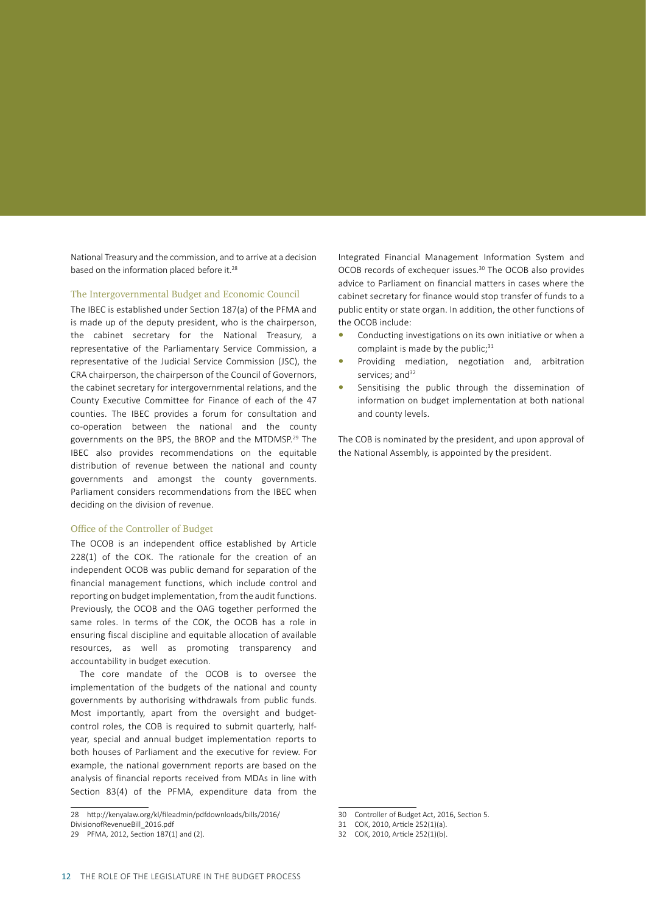National Treasury and the commission, and to arrive at a decision based on the information placed before it.[28]

### The Intergovernmental Budget and Economic Council

The IBEC is established under Section 187(a) of the PFMA and is made up of the deputy president, who is the chairperson, the cabinet secretary for the National Treasury, a representative of the Parliamentary Service Commission, a representative of the Judicial Service Commission (JSC), the CRA chairperson, the chairperson of the Council of Governors, the cabinet secretary for intergovernmental relations, and the County Executive Committee for Finance of each of the 47 counties. The IBEC provides a forum for consultation and co-operation between the national and the county governments on the BPS, the BROP and the MTDMSP.[29] The IBEC also provides recommendations on the equitable distribution of revenue between the national and county governments and amongst the county governments. Parliament considers recommendations from the IBEC when deciding on the division of revenue.

### Office of the Controller of Budget

The OCOB is an independent office established by Article 228(1) of the COK. The rationale for the creation of an independent OCOB was public demand for separation of the financial management functions, which include control and reporting on budget implementation, from the audit functions. Previously, the OCOB and the OAG together performed the same roles. In terms of the COK, the OCOB has a role in ensuring fiscal discipline and equitable allocation of available resources, as well as promoting transparency and accountability in budget execution.

The core mandate of the OCOB is to oversee the implementation of the budgets of the national and county governments by authorising withdrawals from public funds. Most importantly, apart from the oversight and budget-control roles, the COB is required to submit quarterly, half-year, special and annual budget implementation reports to both houses of Parliament and the executive for review. For example, the national government reports are based on the analysis of financial reports received from MDAs in line with Section 83(4) of the PFMA, expenditure data from the Integrated Financial Management Information System and OCOB records of exchequer issues.[30] The OCOB also provides advice to Parliament on financial matters in cases where the cabinet secretary for finance would stop transfer of funds to a public entity or state organ. In addition, the other functions of the OCOB include:

- Conducting investigations on its own initiative or when a complaint is made by the public;[31]
- Providing mediation, negotiation and, arbitration services; and[32]
- Sensitising the public through the dissemination of information on budget implementation at both national and county levels.

The COB is nominated by the president, and upon approval of the National Assembly, is appointed by the president.

---

28 http://kenyalaw.org/kl/fileadmin/pdfdownloads/bills/2016/DivisionofRevenueBill_2016.pdf

29 PFMA, 2012, Section 187(1) and (2).

30 Controller of Budget Act, 2016, Section 5.

31 COK, 2010, Article 252(1)(a).

32 COK, 2010, Article 252(1)(b).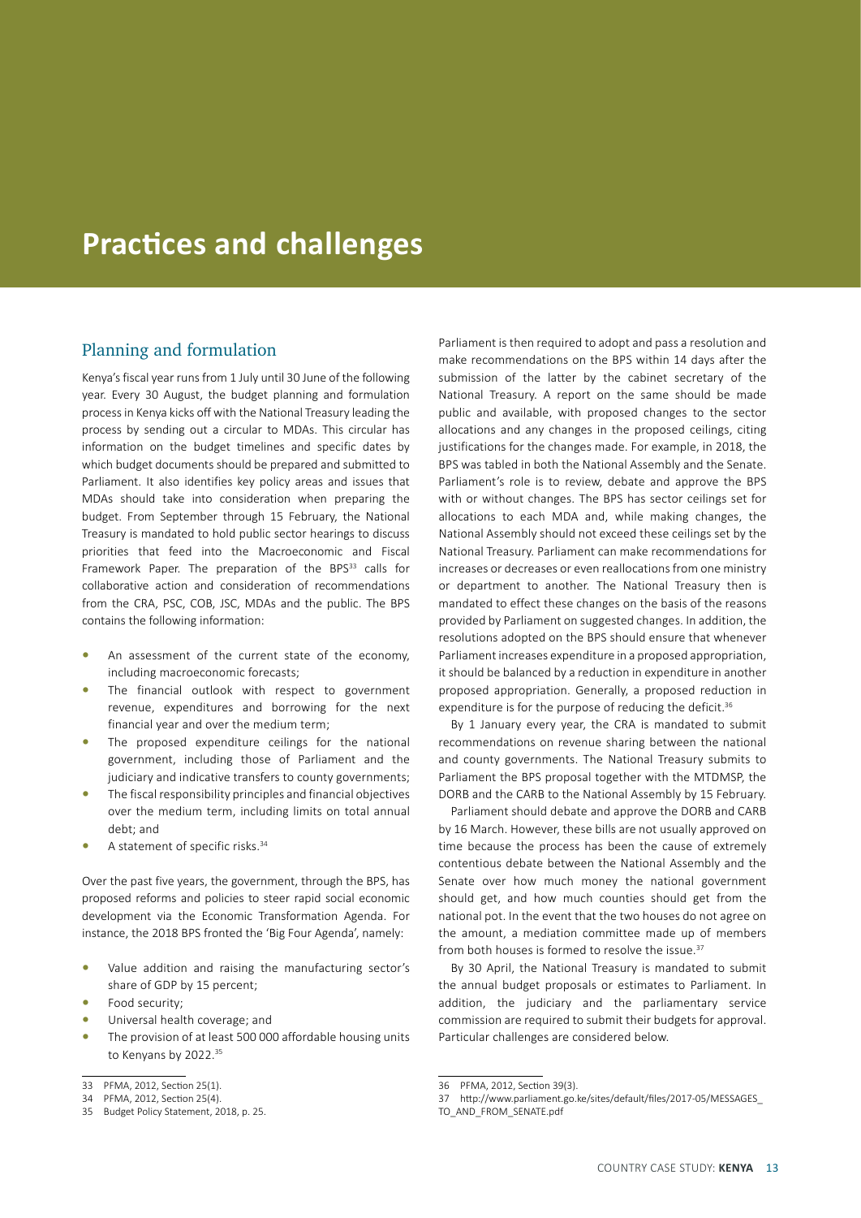# Practices and challenges

## Planning and formulation

Kenya's fiscal year runs from 1 July until 30 June of the following year. Every 30 August, the budget planning and formulation process in Kenya kicks off with the National Treasury leading the process by sending out a circular to MDAs. This circular has information on the budget timelines and specific dates by which budget documents should be prepared and submitted to Parliament. It also identifies key policy areas and issues that MDAs should take into consideration when preparing the budget. From September through 15 February, the National Treasury is mandated to hold public sector hearings to discuss priorities that feed into the Macroeconomic and Fiscal Framework Paper. The preparation of the BPS[33] calls for collaborative action and consideration of recommendations from the CRA, PSC, COB, JSC, MDAs and the public. The BPS contains the following information:

- An assessment of the current state of the economy, including macroeconomic forecasts;
- The financial outlook with respect to government revenue, expenditures and borrowing for the next financial year and over the medium term;
- The proposed expenditure ceilings for the national government, including those of Parliament and the judiciary and indicative transfers to county governments;
- The fiscal responsibility principles and financial objectives over the medium term, including limits on total annual debt; and
- A statement of specific risks.[34]

Over the past five years, the government, through the BPS, has proposed reforms and policies to steer rapid social economic development via the Economic Transformation Agenda. For instance, the 2018 BPS fronted the 'Big Four Agenda', namely:

- Value addition and raising the manufacturing sector's share of GDP by 15 percent;
- Food security;
- Universal health coverage; and
- The provision of at least 500 000 affordable housing units to Kenyans by 2022.[35]

Parliament is then required to adopt and pass a resolution and make recommendations on the BPS within 14 days after the submission of the latter by the cabinet secretary of the National Treasury. A report on the same should be made public and available, with proposed changes to the sector allocations and any changes in the proposed ceilings, citing justifications for the changes made. For example, in 2018, the BPS was tabled in both the National Assembly and the Senate. Parliament's role is to review, debate and approve the BPS with or without changes. The BPS has sector ceilings set for allocations to each MDA and, while making changes, the National Assembly should not exceed these ceilings set by the National Treasury. Parliament can make recommendations for increases or decreases or even reallocations from one ministry or department to another. The National Treasury then is mandated to effect these changes on the basis of the reasons provided by Parliament on suggested changes. In addition, the resolutions adopted on the BPS should ensure that whenever Parliament increases expenditure in a proposed appropriation, it should be balanced by a reduction in expenditure in another proposed appropriation. Generally, a proposed reduction in expenditure is for the purpose of reducing the deficit.[36]

By 1 January every year, the CRA is mandated to submit recommendations on revenue sharing between the national and county governments. The National Treasury submits to Parliament the BPS proposal together with the MTDMSP, the DORB and the CARB to the National Assembly by 15 February.

Parliament should debate and approve the DORB and CARB by 16 March. However, these bills are not usually approved on time because the process has been the cause of extremely contentious debate between the National Assembly and the Senate over how much money the national government should get, and how much counties should get from the national pot. In the event that the two houses do not agree on the amount, a mediation committee made up of members from both houses is formed to resolve the issue.[37]

By 30 April, the National Treasury is mandated to submit the annual budget proposals or estimates to Parliament. In addition, the judiciary and the parliamentary service commission are required to submit their budgets for approval. Particular challenges are considered below.

---

33 PFMA, 2012, Section 25(1).

34 PFMA, 2012, Section 25(4).

35 Budget Policy Statement, 2018, p. 25.

36 PFMA, 2012, Section 39(3).

37 http://www.parliament.go.ke/sites/default/files/2017-05/MESSAGES_TO_AND_FROM_SENATE.pdf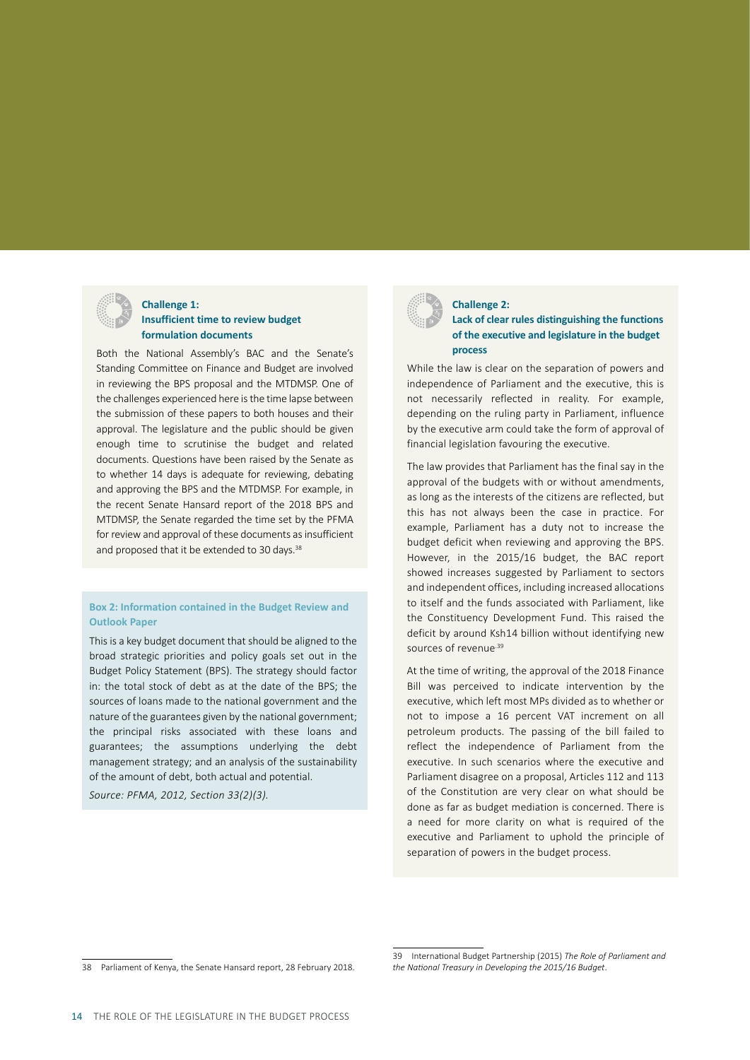### Challenge 1: Insufficient time to review budget formulation documents

Both the National Assembly's BAC and the Senate's Standing Committee on Finance and Budget are involved in reviewing the BPS proposal and the MTDMSP. One of the challenges experienced here is the time lapse between the submission of these papers to both houses and their approval. The legislature and the public should be given enough time to scrutinise the budget and related documents. Questions have been raised by the Senate as to whether 14 days is adequate for reviewing, debating and approving the BPS and the MTDMSP. For example, in the recent Senate Hansard report of the 2018 BPS and MTDMSP, the Senate regarded the time set by the PFMA for review and approval of these documents as insufficient and proposed that it be extended to 30 days.[38]

**Box 2: Information contained in the Budget Review and Outlook Paper**

This is a key budget document that should be aligned to the broad strategic priorities and policy goals set out in the Budget Policy Statement (BPS). The strategy should factor in: the total stock of debt as at the date of the BPS; the sources of loans made to the national government and the nature of the guarantees given by the national government; the principal risks associated with these loans and guarantees; the assumptions underlying the debt management strategy; and an analysis of the sustainability of the amount of debt, both actual and potential.

*Source: PFMA, 2012, Section 33(2)(3).*

### Challenge 2: Lack of clear rules distinguishing the functions of the executive and legislature in the budget process

While the law is clear on the separation of powers and independence of Parliament and the executive, this is not necessarily reflected in reality. For example, depending on the ruling party in Parliament, influence by the executive arm could take the form of approval of financial legislation favouring the executive.

The law provides that Parliament has the final say in the approval of the budgets with or without amendments, as long as the interests of the citizens are reflected, but this has not always been the case in practice. For example, Parliament has a duty not to increase the budget deficit when reviewing and approving the BPS. However, in the 2015/16 budget, the BAC report showed increases suggested by Parliament to sectors and independent offices, including increased allocations to itself and the funds associated with Parliament, like the Constituency Development Fund. This raised the deficit by around Ksh14 billion without identifying new sources of revenue.[39]

At the time of writing, the approval of the 2018 Finance Bill was perceived to indicate intervention by the executive, which left most MPs divided as to whether or not to impose a 16 percent VAT increment on all petroleum products. The passing of the bill failed to reflect the independence of Parliament from the executive. In such scenarios where the executive and Parliament disagree on a proposal, Articles 112 and 113 of the Constitution are very clear on what should be done as far as budget mediation is concerned. There is a need for more clarity on what is required of the executive and Parliament to uphold the principle of separation of powers in the budget process.

---

38 Parliament of Kenya, the Senate Hansard report, 28 February 2018.

39 International Budget Partnership (2015) *The Role of Parliament and the National Treasury in Developing the 2015/16 Budget*.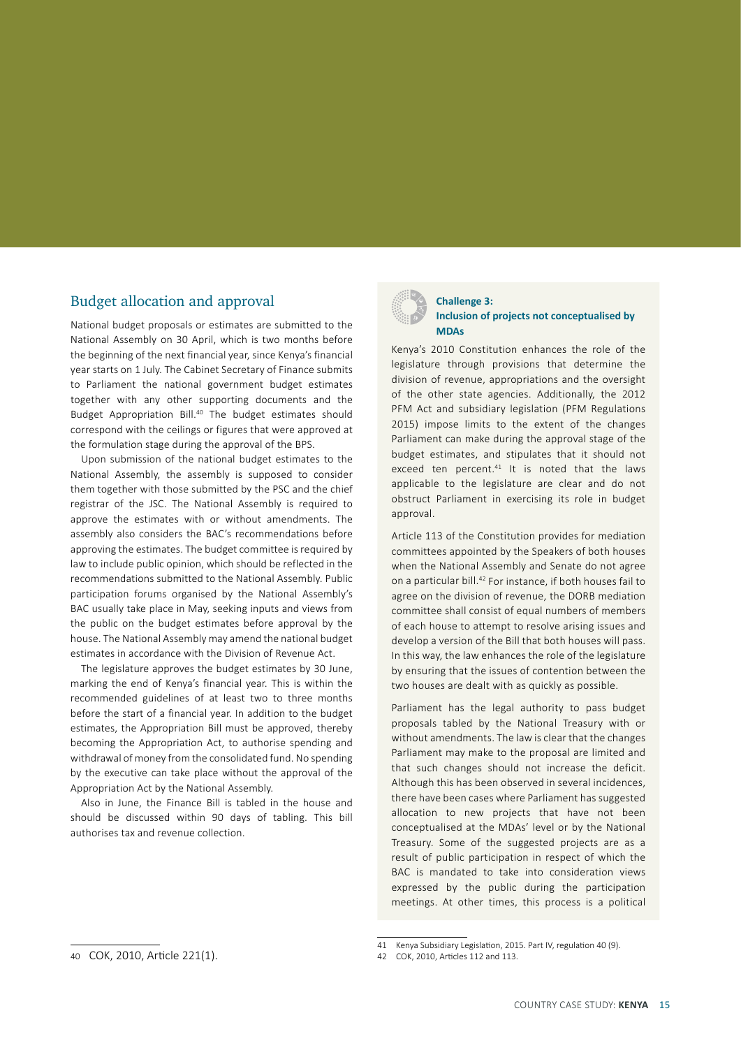## Budget allocation and approval

National budget proposals or estimates are submitted to the National Assembly on 30 April, which is two months before the beginning of the next financial year, since Kenya's financial year starts on 1 July. The Cabinet Secretary of Finance submits to Parliament the national government budget estimates together with any other supporting documents and the Budget Appropriation Bill.[40] The budget estimates should correspond with the ceilings or figures that were approved at the formulation stage during the approval of the BPS.

Upon submission of the national budget estimates to the National Assembly, the assembly is supposed to consider them together with those submitted by the PSC and the chief registrar of the JSC. The National Assembly is required to approve the estimates with or without amendments. The assembly also considers the BAC's recommendations before approving the estimates. The budget committee is required by law to include public opinion, which should be reflected in the recommendations submitted to the National Assembly. Public participation forums organised by the National Assembly's BAC usually take place in May, seeking inputs and views from the public on the budget estimates before approval by the house. The National Assembly may amend the national budget estimates in accordance with the Division of Revenue Act.

The legislature approves the budget estimates by 30 June, marking the end of Kenya's financial year. This is within the recommended guidelines of at least two to three months before the start of a financial year. In addition to the budget estimates, the Appropriation Bill must be approved, thereby becoming the Appropriation Act, to authorise spending and withdrawal of money from the consolidated fund. No spending by the executive can take place without the approval of the Appropriation Act by the National Assembly.

Also in June, the Finance Bill is tabled in the house and should be discussed within 90 days of tabling. This bill authorises tax and revenue collection.

### Challenge 3: Inclusion of projects not conceptualised by MDAs

Kenya's 2010 Constitution enhances the role of the legislature through provisions that determine the division of revenue, appropriations and the oversight of the other state agencies. Additionally, the 2012 PFM Act and subsidiary legislation (PFM Regulations 2015) impose limits to the extent of the changes Parliament can make during the approval stage of the budget estimates, and stipulates that it should not exceed ten percent.[41] It is noted that the laws applicable to the legislature are clear and do not obstruct Parliament in exercising its role in budget approval.

Article 113 of the Constitution provides for mediation committees appointed by the Speakers of both houses when the National Assembly and Senate do not agree on a particular bill.[42] For instance, if both houses fail to agree on the division of revenue, the DORB mediation committee shall consist of equal numbers of members of each house to attempt to resolve arising issues and develop a version of the Bill that both houses will pass. In this way, the law enhances the role of the legislature by ensuring that the issues of contention between the two houses are dealt with as quickly as possible.

Parliament has the legal authority to pass budget proposals tabled by the National Treasury with or without amendments. The law is clear that the changes Parliament may make to the proposal are limited and that such changes should not increase the deficit. Although this has been observed in several incidences, there have been cases where Parliament has suggested allocation to new projects that have not been conceptualised at the MDAs' level or by the National Treasury. Some of the suggested projects are as a result of public participation in respect of which the BAC is mandated to take into consideration views expressed by the public during the participation meetings. At other times, this process is a political

---

40 COK, 2010, Article 221(1).

41 Kenya Subsidiary Legislation, 2015. Part IV, regulation 40 (9).

42 COK, 2010, Articles 112 and 113.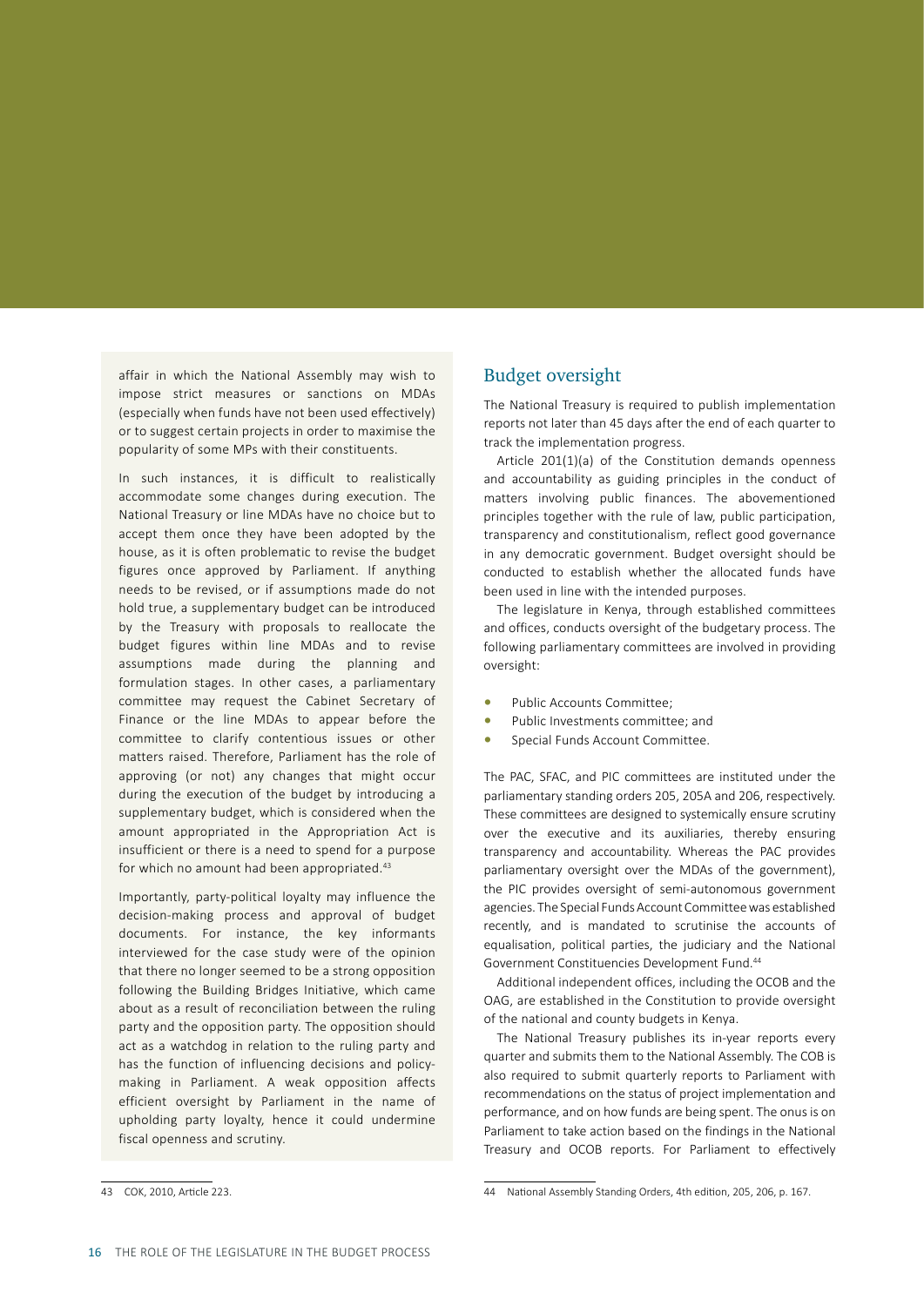affair in which the National Assembly may wish to impose strict measures or sanctions on MDAs (especially when funds have not been used effectively) or to suggest certain projects in order to maximise the popularity of some MPs with their constituents.

In such instances, it is difficult to realistically accommodate some changes during execution. The National Treasury or line MDAs have no choice but to accept them once they have been adopted by the house, as it is often problematic to revise the budget figures once approved by Parliament. If anything needs to be revised, or if assumptions made do not hold true, a supplementary budget can be introduced by the Treasury with proposals to reallocate the budget figures within line MDAs and to revise assumptions made during the planning and formulation stages. In other cases, a parliamentary committee may request the Cabinet Secretary of Finance or the line MDAs to appear before the committee to clarify contentious issues or other matters raised. Therefore, Parliament has the role of approving (or not) any changes that might occur during the execution of the budget by introducing a supplementary budget, which is considered when the amount appropriated in the Appropriation Act is insufficient or there is a need to spend for a purpose for which no amount had been appropriated.[43]

Importantly, party-political loyalty may influence the decision-making process and approval of budget documents. For instance, the key informants interviewed for the case study were of the opinion that there no longer seemed to be a strong opposition following the Building Bridges Initiative, which came about as a result of reconciliation between the ruling party and the opposition party. The opposition should act as a watchdog in relation to the ruling party and has the function of influencing decisions and policy-making in Parliament. A weak opposition affects efficient oversight by Parliament in the name of upholding party loyalty, hence it could undermine fiscal openness and scrutiny.

43 COK, 2010, Article 223.

## Budget oversight

The National Treasury is required to publish implementation reports not later than 45 days after the end of each quarter to track the implementation progress.

Article 201(1)(a) of the Constitution demands openness and accountability as guiding principles in the conduct of matters involving public finances. The abovementioned principles together with the rule of law, public participation, transparency and constitutionalism, reflect good governance in any democratic government. Budget oversight should be conducted to establish whether the allocated funds have been used in line with the intended purposes.

The legislature in Kenya, through established committees and offices, conducts oversight of the budgetary process. The following parliamentary committees are involved in providing oversight:

- Public Accounts Committee;
- Public Investments committee; and
- Special Funds Account Committee.

The PAC, SFAC, and PIC committees are instituted under the parliamentary standing orders 205, 205A and 206, respectively. These committees are designed to systemically ensure scrutiny over the executive and its auxiliaries, thereby ensuring transparency and accountability. Whereas the PAC provides parliamentary oversight over the MDAs of the government), the PIC provides oversight of semi-autonomous government agencies. The Special Funds Account Committee was established recently, and is mandated to scrutinise the accounts of equalisation, political parties, the judiciary and the National Government Constituencies Development Fund.[44]

Additional independent offices, including the OCOB and the OAG, are established in the Constitution to provide oversight of the national and county budgets in Kenya.

The National Treasury publishes its in-year reports every quarter and submits them to the National Assembly. The COB is also required to submit quarterly reports to Parliament with recommendations on the status of project implementation and performance, and on how funds are being spent. The onus is on Parliament to take action based on the findings in the National Treasury and OCOB reports. For Parliament to effectively

44 National Assembly Standing Orders, 4th edition, 205, 206, p. 167.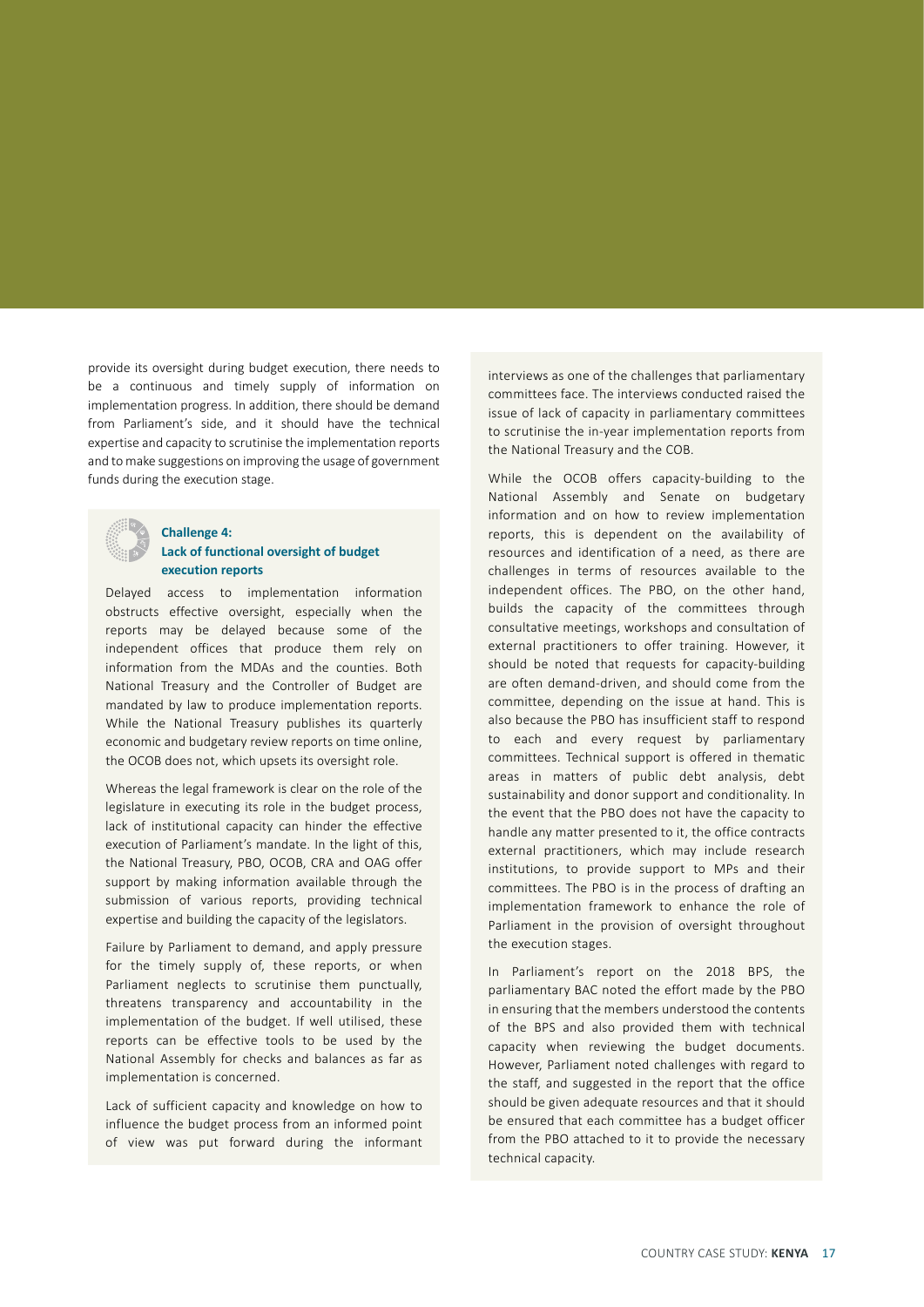provide its oversight during budget execution, there needs to be a continuous and timely supply of information on implementation progress. In addition, there should be demand from Parliament's side, and it should have the technical expertise and capacity to scrutinise the implementation reports and to make suggestions on improving the usage of government funds during the execution stage.

### Challenge 4: Lack of functional oversight of budget execution reports

Delayed access to implementation information obstructs effective oversight, especially when the reports may be delayed because some of the independent offices that produce them rely on information from the MDAs and the counties. Both National Treasury and the Controller of Budget are mandated by law to produce implementation reports. While the National Treasury publishes its quarterly economic and budgetary review reports on time online, the OCOB does not, which upsets its oversight role.

Whereas the legal framework is clear on the role of the legislature in executing its role in the budget process, lack of institutional capacity can hinder the effective execution of Parliament's mandate. In the light of this, the National Treasury, PBO, OCOB, CRA and OAG offer support by making information available through the submission of various reports, providing technical expertise and building the capacity of the legislators.

Failure by Parliament to demand, and apply pressure for the timely supply of, these reports, or when Parliament neglects to scrutinise them punctually, threatens transparency and accountability in the implementation of the budget. If well utilised, these reports can be effective tools to be used by the National Assembly for checks and balances as far as implementation is concerned.

Lack of sufficient capacity and knowledge on how to influence the budget process from an informed point of view was put forward during the informant interviews as one of the challenges that parliamentary committees face. The interviews conducted raised the issue of lack of capacity in parliamentary committees to scrutinise the in-year implementation reports from the National Treasury and the COB.

While the OCOB offers capacity-building to the National Assembly and Senate on budgetary information and on how to review implementation reports, this is dependent on the availability of resources and identification of a need, as there are challenges in terms of resources available to the independent offices. The PBO, on the other hand, builds the capacity of the committees through consultative meetings, workshops and consultation of external practitioners to offer training. However, it should be noted that requests for capacity-building are often demand-driven, and should come from the committee, depending on the issue at hand. This is also because the PBO has insufficient staff to respond to each and every request by parliamentary committees. Technical support is offered in thematic areas in matters of public debt analysis, debt sustainability and donor support and conditionality. In the event that the PBO does not have the capacity to handle any matter presented to it, the office contracts external practitioners, which may include research institutions, to provide support to MPs and their committees. The PBO is in the process of drafting an implementation framework to enhance the role of Parliament in the provision of oversight throughout the execution stages.

In Parliament's report on the 2018 BPS, the parliamentary BAC noted the effort made by the PBO in ensuring that the members understood the contents of the BPS and also provided them with technical capacity when reviewing the budget documents. However, Parliament noted challenges with regard to the staff, and suggested in the report that the office should be given adequate resources and that it should be ensured that each committee has a budget officer from the PBO attached to it to provide the necessary technical capacity.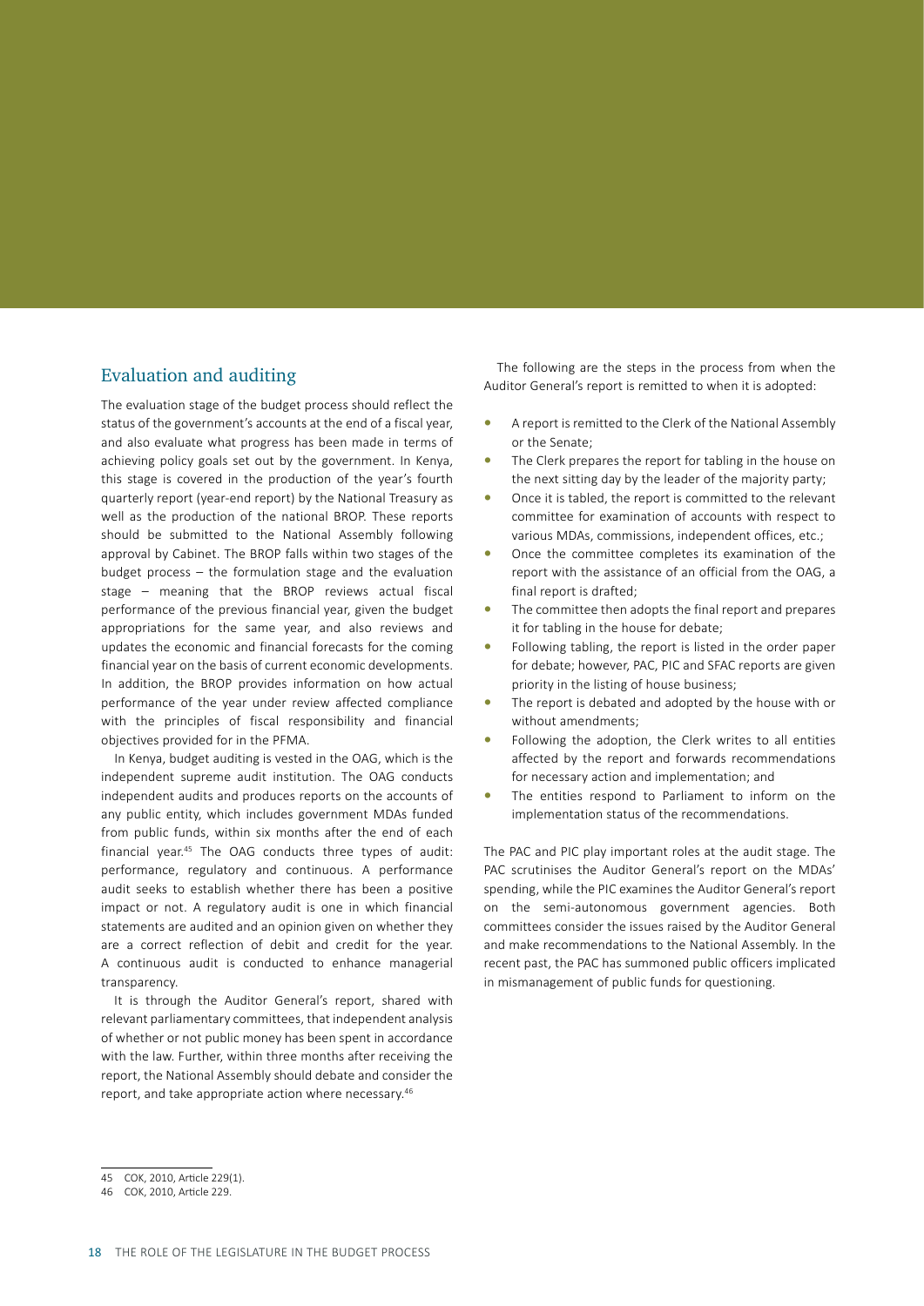## Evaluation and auditing

The evaluation stage of the budget process should reflect the status of the government's accounts at the end of a fiscal year, and also evaluate what progress has been made in terms of achieving policy goals set out by the government. In Kenya, this stage is covered in the production of the year's fourth quarterly report (year-end report) by the National Treasury as well as the production of the national BROP. These reports should be submitted to the National Assembly following approval by Cabinet. The BROP falls within two stages of the budget process – the formulation stage and the evaluation stage – meaning that the BROP reviews actual fiscal performance of the previous financial year, given the budget appropriations for the same year, and also reviews and updates the economic and financial forecasts for the coming financial year on the basis of current economic developments. In addition, the BROP provides information on how actual performance of the year under review affected compliance with the principles of fiscal responsibility and financial objectives provided for in the PFMA.

In Kenya, budget auditing is vested in the OAG, which is the independent supreme audit institution. The OAG conducts independent audits and produces reports on the accounts of any public entity, which includes government MDAs funded from public funds, within six months after the end of each financial year.[45] The OAG conducts three types of audit: performance, regulatory and continuous. A performance audit seeks to establish whether there has been a positive impact or not. A regulatory audit is one in which financial statements are audited and an opinion given on whether they are a correct reflection of debit and credit for the year. A continuous audit is conducted to enhance managerial transparency.

It is through the Auditor General's report, shared with relevant parliamentary committees, that independent analysis of whether or not public money has been spent in accordance with the law. Further, within three months after receiving the report, the National Assembly should debate and consider the report, and take appropriate action where necessary.[46]

The following are the steps in the process from when the Auditor General's report is remitted to when it is adopted:

- A report is remitted to the Clerk of the National Assembly or the Senate;
- The Clerk prepares the report for tabling in the house on the next sitting day by the leader of the majority party;
- Once it is tabled, the report is committed to the relevant committee for examination of accounts with respect to various MDAs, commissions, independent offices, etc.;
- Once the committee completes its examination of the report with the assistance of an official from the OAG, a final report is drafted;
- The committee then adopts the final report and prepares it for tabling in the house for debate;
- Following tabling, the report is listed in the order paper for debate; however, PAC, PIC and SFAC reports are given priority in the listing of house business;
- The report is debated and adopted by the house with or without amendments;
- Following the adoption, the Clerk writes to all entities affected by the report and forwards recommendations for necessary action and implementation; and
- The entities respond to Parliament to inform on the implementation status of the recommendations.

The PAC and PIC play important roles at the audit stage. The PAC scrutinises the Auditor General's report on the MDAs' spending, while the PIC examines the Auditor General's report on the semi-autonomous government agencies. Both committees consider the issues raised by the Auditor General and make recommendations to the National Assembly. In the recent past, the PAC has summoned public officers implicated in mismanagement of public funds for questioning.

---

45 COK, 2010, Article 229(1).

46 COK, 2010, Article 229.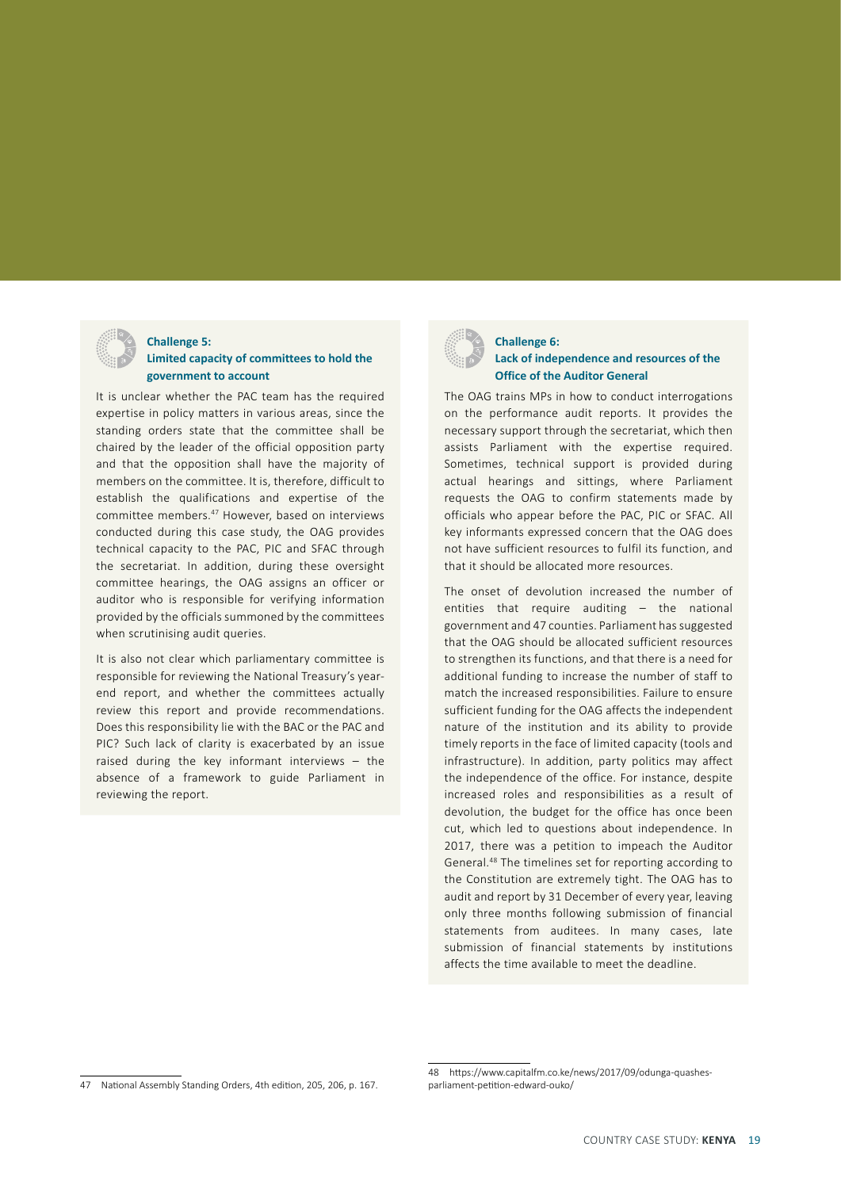### Challenge 5: Limited capacity of committees to hold the government to account

It is unclear whether the PAC team has the required expertise in policy matters in various areas, since the standing orders state that the committee shall be chaired by the leader of the official opposition party and that the opposition shall have the majority of members on the committee. It is, therefore, difficult to establish the qualifications and expertise of the committee members.[47] However, based on interviews conducted during this case study, the OAG provides technical capacity to the PAC, PIC and SFAC through the secretariat. In addition, during these oversight committee hearings, the OAG assigns an officer or auditor who is responsible for verifying information provided by the officials summoned by the committees when scrutinising audit queries.

It is also not clear which parliamentary committee is responsible for reviewing the National Treasury's year-end report, and whether the committees actually review this report and provide recommendations. Does this responsibility lie with the BAC or the PAC and PIC? Such lack of clarity is exacerbated by an issue raised during the key informant interviews – the absence of a framework to guide Parliament in reviewing the report.

### Challenge 6: Lack of independence and resources of the Office of the Auditor General

The OAG trains MPs in how to conduct interrogations on the performance audit reports. It provides the necessary support through the secretariat, which then assists Parliament with the expertise required. Sometimes, technical support is provided during actual hearings and sittings, where Parliament requests the OAG to confirm statements made by officials who appear before the PAC, PIC or SFAC. All key informants expressed concern that the OAG does not have sufficient resources to fulfil its function, and that it should be allocated more resources.

The onset of devolution increased the number of entities that require auditing – the national government and 47 counties. Parliament has suggested that the OAG should be allocated sufficient resources to strengthen its functions, and that there is a need for additional funding to increase the number of staff to match the increased responsibilities. Failure to ensure sufficient funding for the OAG affects the independent nature of the institution and its ability to provide timely reports in the face of limited capacity (tools and infrastructure). In addition, party politics may affect the independence of the office. For instance, despite increased roles and responsibilities as a result of devolution, the budget for the office has once been cut, which led to questions about independence. In 2017, there was a petition to impeach the Auditor General.[48] The timelines set for reporting according to the Constitution are extremely tight. The OAG has to audit and report by 31 December of every year, leaving only three months following submission of financial statements from auditees. In many cases, late submission of financial statements by institutions affects the time available to meet the deadline.

---

47 National Assembly Standing Orders, 4th edition, 205, 206, p. 167.

48 https://www.capitalfm.co.ke/news/2017/09/odunga-quashes-parliament-petition-edward-ouko/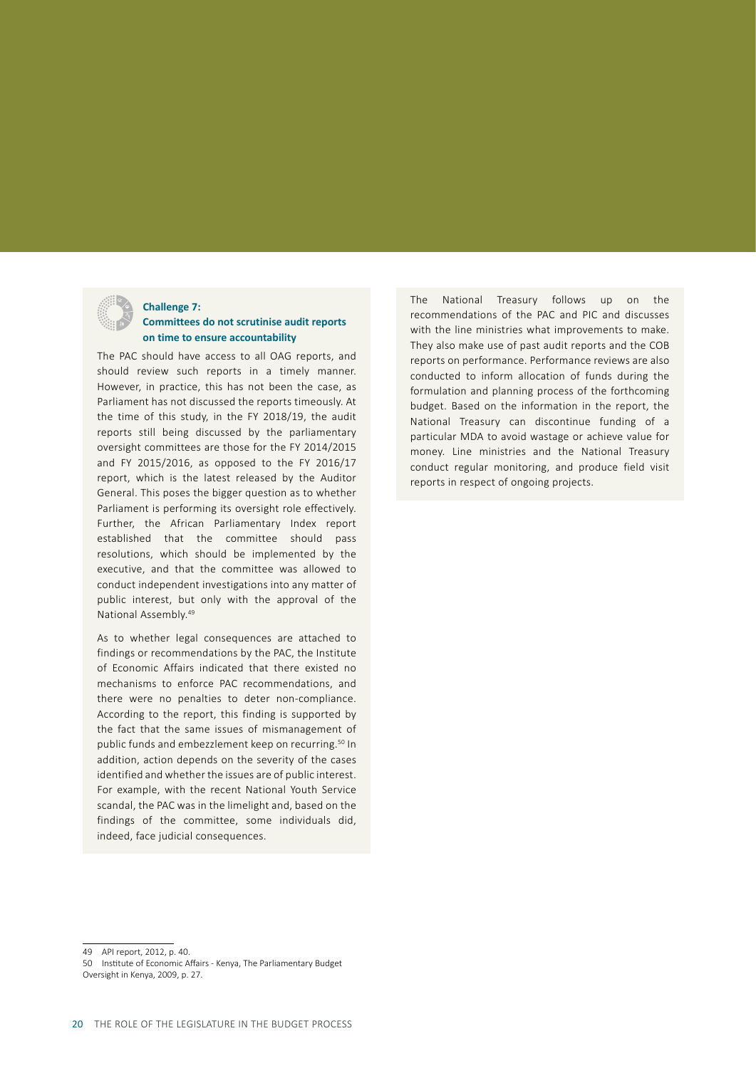### Challenge 7: Committees do not scrutinise audit reports on time to ensure accountability

The PAC should have access to all OAG reports, and should review such reports in a timely manner. However, in practice, this has not been the case, as Parliament has not discussed the reports timeously. At the time of this study, in the FY 2018/19, the audit reports still being discussed by the parliamentary oversight committees are those for the FY 2014/2015 and FY 2015/2016, as opposed to the FY 2016/17 report, which is the latest released by the Auditor General. This poses the bigger question as to whether Parliament is performing its oversight role effectively. Further, the African Parliamentary Index report established that the committee should pass resolutions, which should be implemented by the executive, and that the committee was allowed to conduct independent investigations into any matter of public interest, but only with the approval of the National Assembly.[49]

As to whether legal consequences are attached to findings or recommendations by the PAC, the Institute of Economic Affairs indicated that there existed no mechanisms to enforce PAC recommendations, and there were no penalties to deter non-compliance. According to the report, this finding is supported by the fact that the same issues of mismanagement of public funds and embezzlement keep on recurring.[50] In addition, action depends on the severity of the cases identified and whether the issues are of public interest. For example, with the recent National Youth Service scandal, the PAC was in the limelight and, based on the findings of the committee, some individuals did, indeed, face judicial consequences.

The National Treasury follows up on the recommendations of the PAC and PIC and discusses with the line ministries what improvements to make. They also make use of past audit reports and the COB reports on performance. Performance reviews are also conducted to inform allocation of funds during the formulation and planning process of the forthcoming budget. Based on the information in the report, the National Treasury can discontinue funding of a particular MDA to avoid wastage or achieve value for money. Line ministries and the National Treasury conduct regular monitoring, and produce field visit reports in respect of ongoing projects.

---

49 API report, 2012, p. 40.

50 Institute of Economic Affairs - Kenya, The Parliamentary Budget Oversight in Kenya, 2009, p. 27.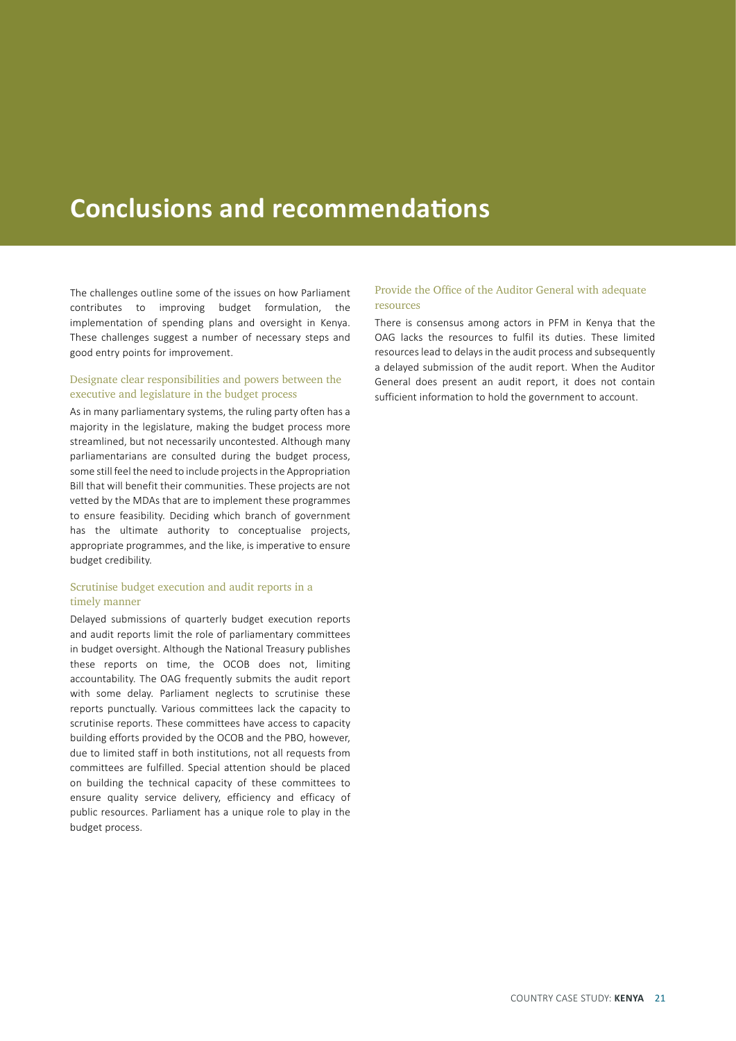# Conclusions and recommendations

The challenges outline some of the issues on how Parliament contributes to improving budget formulation, the implementation of spending plans and oversight in Kenya. These challenges suggest a number of necessary steps and good entry points for improvement.

## Designate clear responsibilities and powers between the executive and legislature in the budget process

As in many parliamentary systems, the ruling party often has a majority in the legislature, making the budget process more streamlined, but not necessarily uncontested. Although many parliamentarians are consulted during the budget process, some still feel the need to include projects in the Appropriation Bill that will benefit their communities. These projects are not vetted by the MDAs that are to implement these programmes to ensure feasibility. Deciding which branch of government has the ultimate authority to conceptualise projects, appropriate programmes, and the like, is imperative to ensure budget credibility.

## Scrutinise budget execution and audit reports in a timely manner

Delayed submissions of quarterly budget execution reports and audit reports limit the role of parliamentary committees in budget oversight. Although the National Treasury publishes these reports on time, the OCOB does not, limiting accountability. The OAG frequently submits the audit report with some delay. Parliament neglects to scrutinise these reports punctually. Various committees lack the capacity to scrutinise reports. These committees have access to capacity building efforts provided by the OCOB and the PBO, however, due to limited staff in both institutions, not all requests from committees are fulfilled. Special attention should be placed on building the technical capacity of these committees to ensure quality service delivery, efficiency and efficacy of public resources. Parliament has a unique role to play in the budget process.

## Provide the Office of the Auditor General with adequate resources

There is consensus among actors in PFM in Kenya that the OAG lacks the resources to fulfil its duties. These limited resources lead to delays in the audit process and subsequently a delayed submission of the audit report. When the Auditor General does present an audit report, it does not contain sufficient information to hold the government to account.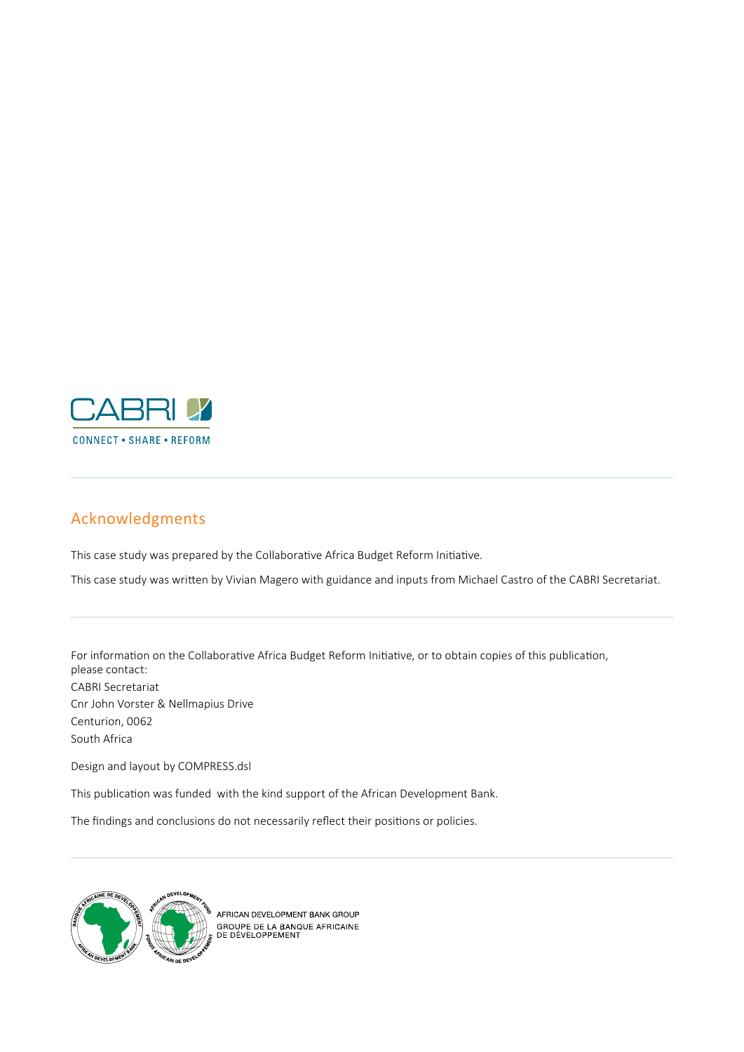CABRI

CONNECT • SHARE • REFORM

## Acknowledgments

This case study was prepared by the Collaborative Africa Budget Reform Initiative.

This case study was written by Vivian Magero with guidance and inputs from Michael Castro of the CABRI Secretariat.

For information on the Collaborative Africa Budget Reform Initiative, or to obtain copies of this publication, please contact:
CABRI Secretariat
Cnr John Vorster & Nellmapius Drive
Centurion, 0062
South Africa

Design and layout by COMPRESS.dsl

This publication was funded with the kind support of the African Development Bank.

The findings and conclusions do not necessarily reflect their positions or policies.

AFRICAN DEVELOPMENT BANK GROUP
GROUPE DE LA BANQUE AFRICAINE DE DÉVELOPPEMENT